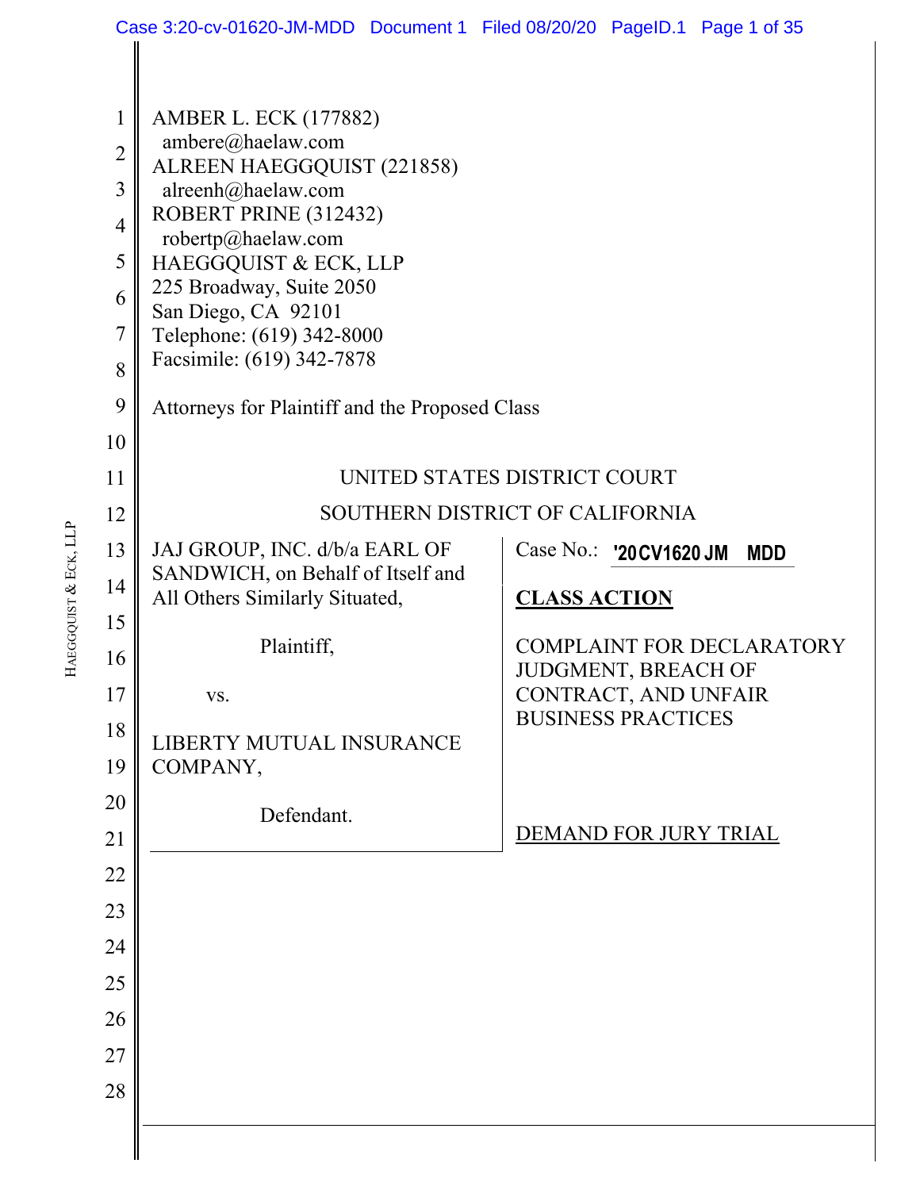AMBER L. ECK (177882)
ambere@haelaw.com
ALREEN HAEGGQUIST (221858)
alreenh@haelaw.com
ROBERT PRINE (312432)
robertp@haelaw.com
HAEGGQUIST & ECK, LLP
225 Broadway, Suite 2050
San Diego, CA 92101
Telephone: (619) 342-8000
Facsimile: (619) 342-7878

Attorneys for Plaintiff and the Proposed Class

UNITED STATES DISTRICT COURT

SOUTHERN DISTRICT OF CALIFORNIA

| | |
|---|---|
| JAJ GROUP, INC. d/b/a EARL OF SANDWICH, on Behalf of Itself and All Others Similarly Situated,<br><br>Plaintiff,<br><br>vs.<br><br>LIBERTY MUTUAL INSURANCE COMPANY,<br><br>Defendant. | Case No.: '20CV1620 JM MDD<br><br>**CLASS ACTION**<br><br>COMPLAINT FOR DECLARATORY JUDGMENT, BREACH OF CONTRACT, AND UNFAIR BUSINESS PRACTICES<br><br>DEMAND FOR JURY TRIAL |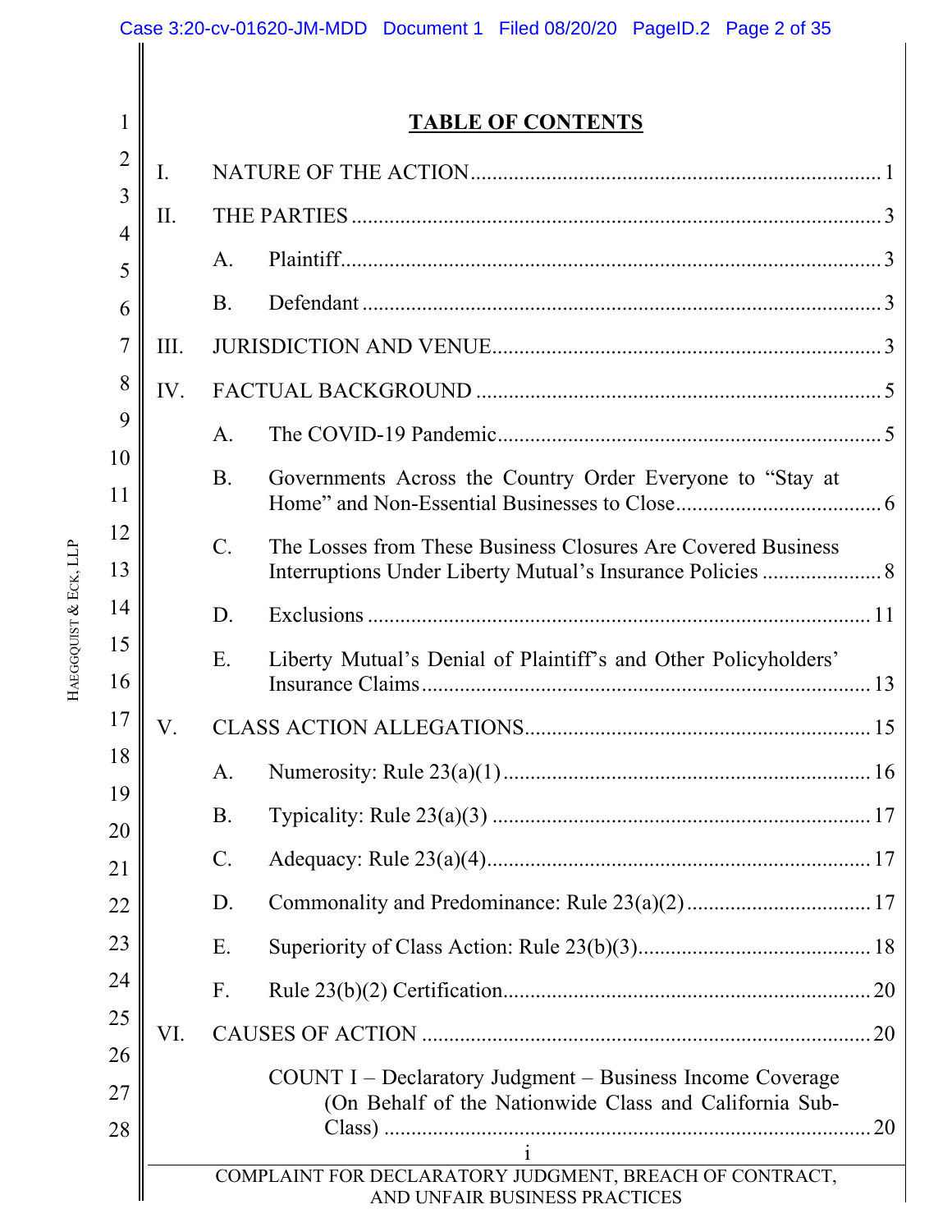## TABLE OF CONTENTS

I. NATURE OF THE ACTION ........................................................................ 1

II. THE PARTIES ........................................................................ 3

- A. Plaintiff ........................................................................ 3
- B. Defendant ........................................................................ 3

III. JURISDICTION AND VENUE ........................................................................ 3

IV. FACTUAL BACKGROUND ........................................................................ 5

- A. The COVID-19 Pandemic ........................................................................ 5
- B. Governments Across the Country Order Everyone to “Stay at Home” and Non-Essential Businesses to Close ........................................................................ 6
- C. The Losses from These Business Closures Are Covered Business Interruptions Under Liberty Mutual’s Insurance Policies ........................................................................ 8
- D. Exclusions ........................................................................ 11
- E. Liberty Mutual’s Denial of Plaintiff’s and Other Policyholders’ Insurance Claims ........................................................................ 13

V. CLASS ACTION ALLEGATIONS ........................................................................ 15

- A. Numerosity: Rule 23(a)(1) ........................................................................ 16
- B. Typicality: Rule 23(a)(3) ........................................................................ 17
- C. Adequacy: Rule 23(a)(4) ........................................................................ 17
- D. Commonality and Predominance: Rule 23(a)(2) ........................................................................ 17
- E. Superiority of Class Action: Rule 23(b)(3) ........................................................................ 18
- F. Rule 23(b)(2) Certification ........................................................................ 20

VI. CAUSES OF ACTION ........................................................................ 20

- COUNT I – Declaratory Judgment – Business Income Coverage (On Behalf of the Nationwide Class and California Sub-Class) ........................................................................ 20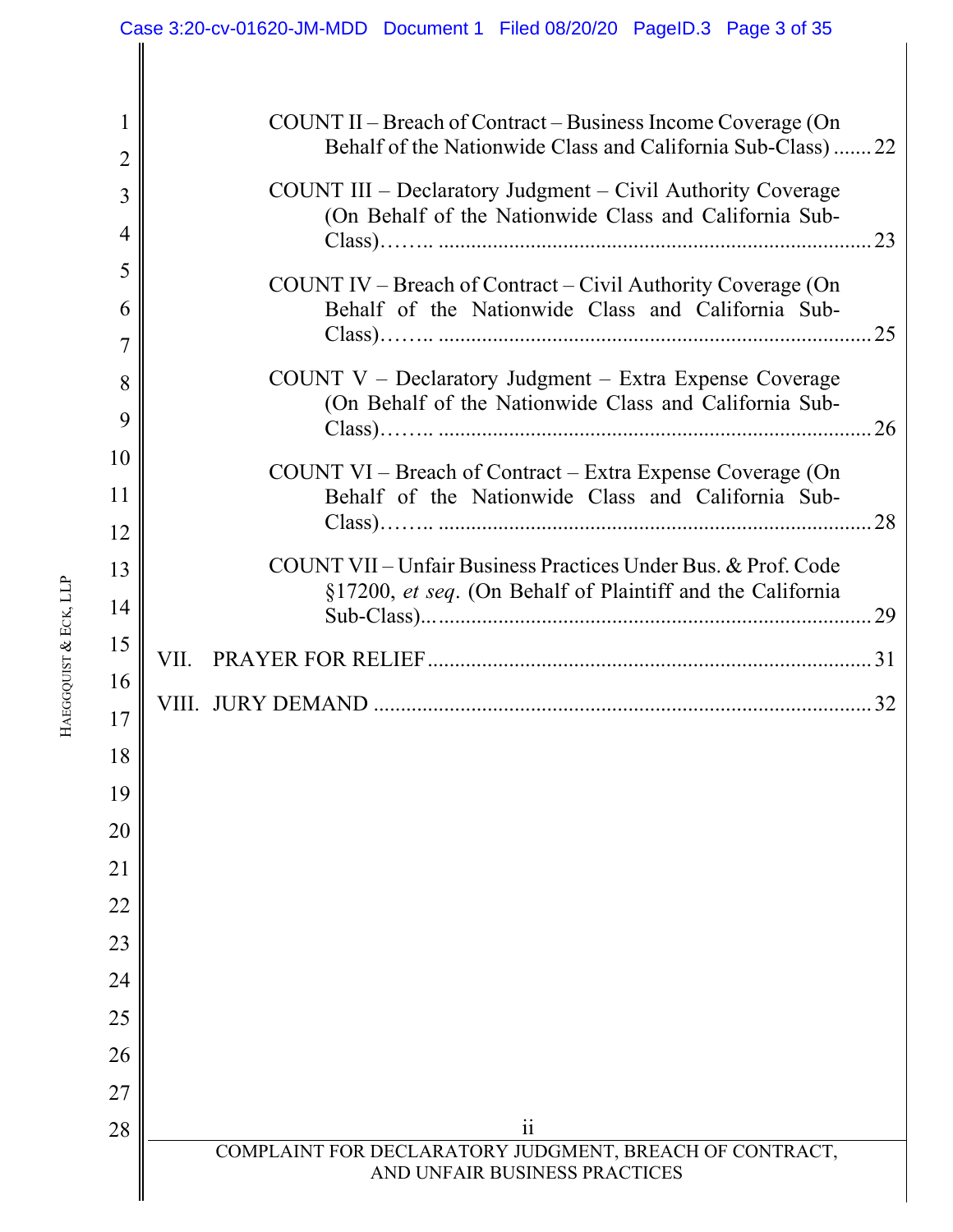COUNT II – Breach of Contract – Business Income Coverage (On Behalf of the Nationwide Class and California Sub-Class) ....... 22

COUNT III – Declaratory Judgment – Civil Authority Coverage (On Behalf of the Nationwide Class and California Sub-Class)…….. ........................................................................... 23

COUNT IV – Breach of Contract – Civil Authority Coverage (On Behalf of the Nationwide Class and California Sub-Class)…….. ........................................................................... 25

COUNT V – Declaratory Judgment – Extra Expense Coverage (On Behalf of the Nationwide Class and California Sub-Class)…….. ........................................................................... 26

COUNT VI – Breach of Contract – Extra Expense Coverage (On Behalf of the Nationwide Class and California Sub-Class)…….. ........................................................................... 28

COUNT VII – Unfair Business Practices Under Bus. & Prof. Code §17200, *et seq*. (On Behalf of Plaintiff and the California Sub-Class)... ........................................................................... 29

VII. PRAYER FOR RELIEF ........................................................................... 31

VIII. JURY DEMAND ........................................................................... 32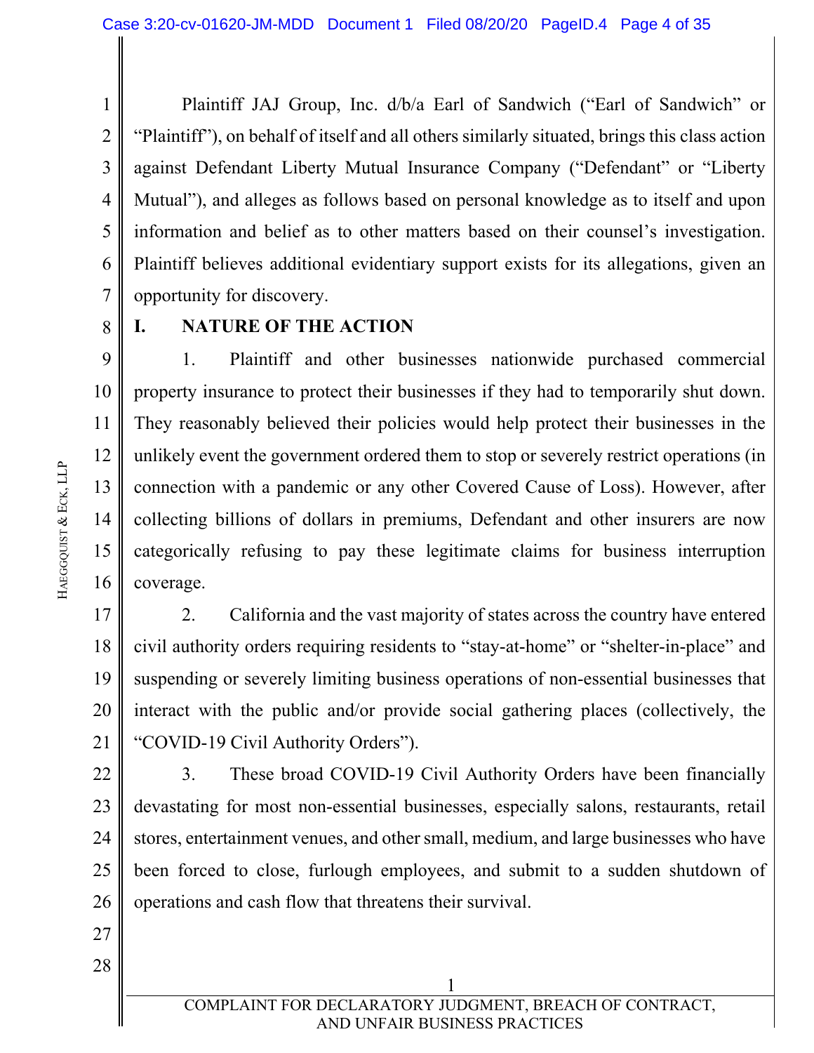Plaintiff JAJ Group, Inc. d/b/a Earl of Sandwich ("Earl of Sandwich" or "Plaintiff"), on behalf of itself and all others similarly situated, brings this class action against Defendant Liberty Mutual Insurance Company ("Defendant" or "Liberty Mutual"), and alleges as follows based on personal knowledge as to itself and upon information and belief as to other matters based on their counsel's investigation. Plaintiff believes additional evidentiary support exists for its allegations, given an opportunity for discovery.

## I. NATURE OF THE ACTION

1. Plaintiff and other businesses nationwide purchased commercial property insurance to protect their businesses if they had to temporarily shut down. They reasonably believed their policies would help protect their businesses in the unlikely event the government ordered them to stop or severely restrict operations (in connection with a pandemic or any other Covered Cause of Loss). However, after collecting billions of dollars in premiums, Defendant and other insurers are now categorically refusing to pay these legitimate claims for business interruption coverage.

2. California and the vast majority of states across the country have entered civil authority orders requiring residents to "stay-at-home" or "shelter-in-place" and suspending or severely limiting business operations of non-essential businesses that interact with the public and/or provide social gathering places (collectively, the "COVID-19 Civil Authority Orders").

3. These broad COVID-19 Civil Authority Orders have been financially devastating for most non-essential businesses, especially salons, restaurants, retail stores, entertainment venues, and other small, medium, and large businesses who have been forced to close, furlough employees, and submit to a sudden shutdown of operations and cash flow that threatens their survival.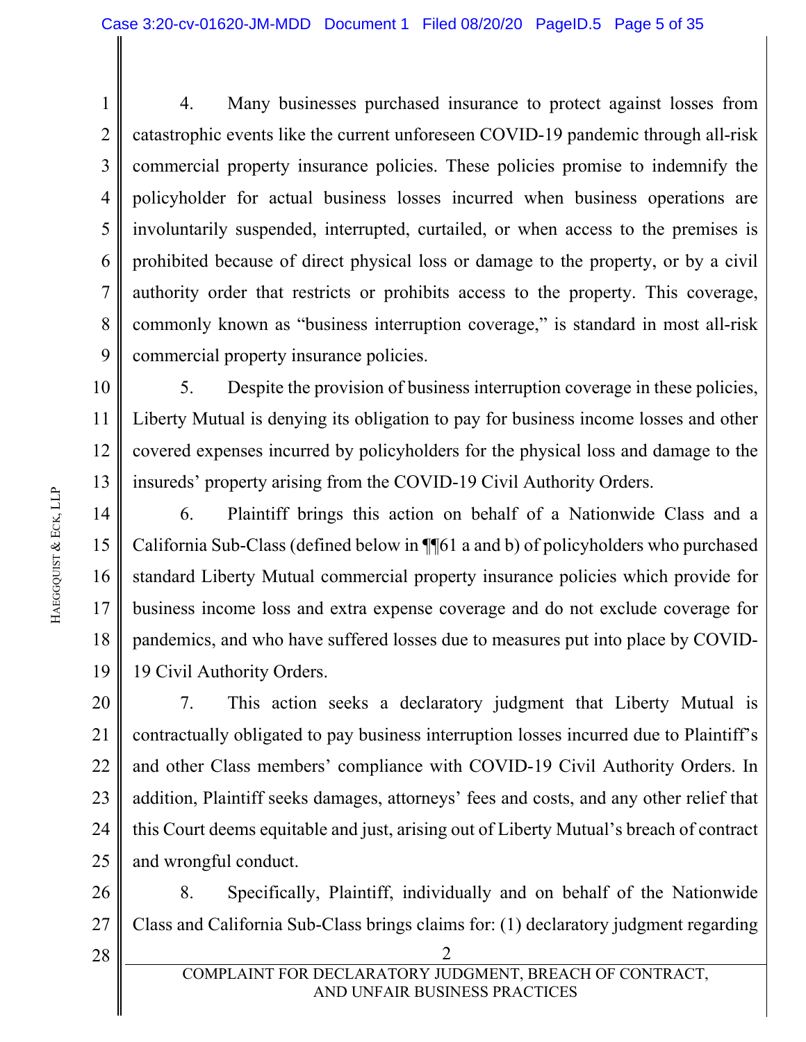4. Many businesses purchased insurance to protect against losses from catastrophic events like the current unforeseen COVID-19 pandemic through all-risk commercial property insurance policies. These policies promise to indemnify the policyholder for actual business losses incurred when business operations are involuntarily suspended, interrupted, curtailed, or when access to the premises is prohibited because of direct physical loss or damage to the property, or by a civil authority order that restricts or prohibits access to the property. This coverage, commonly known as "business interruption coverage," is standard in most all-risk commercial property insurance policies.

5. Despite the provision of business interruption coverage in these policies, Liberty Mutual is denying its obligation to pay for business income losses and other covered expenses incurred by policyholders for the physical loss and damage to the insureds' property arising from the COVID-19 Civil Authority Orders.

6. Plaintiff brings this action on behalf of a Nationwide Class and a California Sub-Class (defined below in ¶¶61 a and b) of policyholders who purchased standard Liberty Mutual commercial property insurance policies which provide for business income loss and extra expense coverage and do not exclude coverage for pandemics, and who have suffered losses due to measures put into place by COVID-19 Civil Authority Orders.

7. This action seeks a declaratory judgment that Liberty Mutual is contractually obligated to pay business interruption losses incurred due to Plaintiff's and other Class members' compliance with COVID-19 Civil Authority Orders. In addition, Plaintiff seeks damages, attorneys' fees and costs, and any other relief that this Court deems equitable and just, arising out of Liberty Mutual's breach of contract and wrongful conduct.

8. Specifically, Plaintiff, individually and on behalf of the Nationwide Class and California Sub-Class brings claims for: (1) declaratory judgment regarding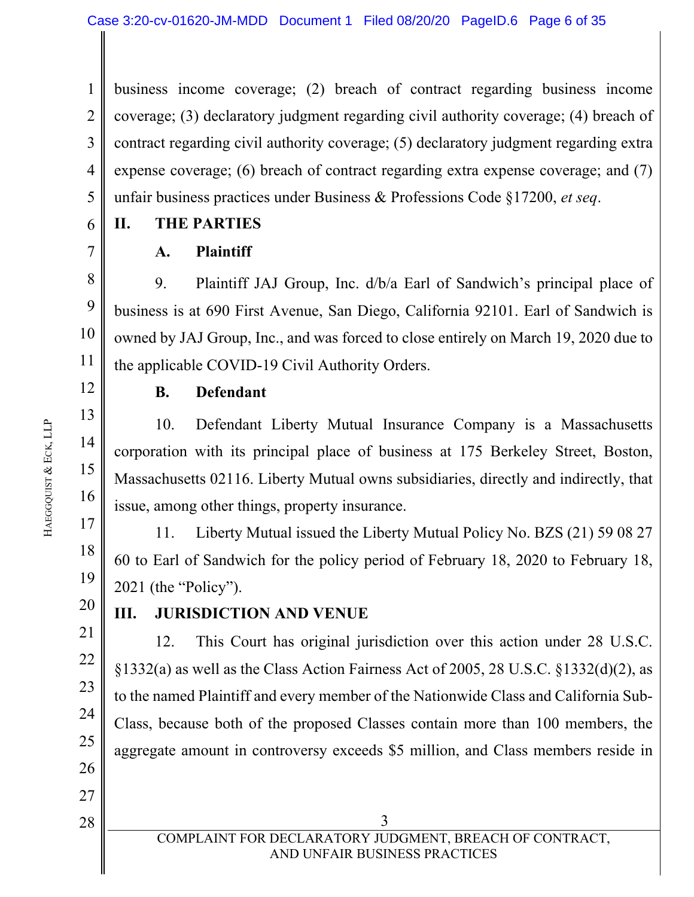business income coverage; (2) breach of contract regarding business income coverage; (3) declaratory judgment regarding civil authority coverage; (4) breach of contract regarding civil authority coverage; (5) declaratory judgment regarding extra expense coverage; (6) breach of contract regarding extra expense coverage; and (7) unfair business practices under Business & Professions Code §17200, *et seq*.

## II. THE PARTIES

### A. Plaintiff

9. Plaintiff JAJ Group, Inc. d/b/a Earl of Sandwich's principal place of business is at 690 First Avenue, San Diego, California 92101. Earl of Sandwich is owned by JAJ Group, Inc., and was forced to close entirely on March 19, 2020 due to the applicable COVID-19 Civil Authority Orders.

### B. Defendant

10. Defendant Liberty Mutual Insurance Company is a Massachusetts corporation with its principal place of business at 175 Berkeley Street, Boston, Massachusetts 02116. Liberty Mutual owns subsidiaries, directly and indirectly, that issue, among other things, property insurance.

11. Liberty Mutual issued the Liberty Mutual Policy No. BZS (21) 59 08 27 60 to Earl of Sandwich for the policy period of February 18, 2020 to February 18, 2021 (the "Policy").

## III. JURISDICTION AND VENUE

12. This Court has original jurisdiction over this action under 28 U.S.C. §1332(a) as well as the Class Action Fairness Act of 2005, 28 U.S.C. §1332(d)(2), as to the named Plaintiff and every member of the Nationwide Class and California Sub-Class, because both of the proposed Classes contain more than 100 members, the aggregate amount in controversy exceeds $5 million, and Class members reside in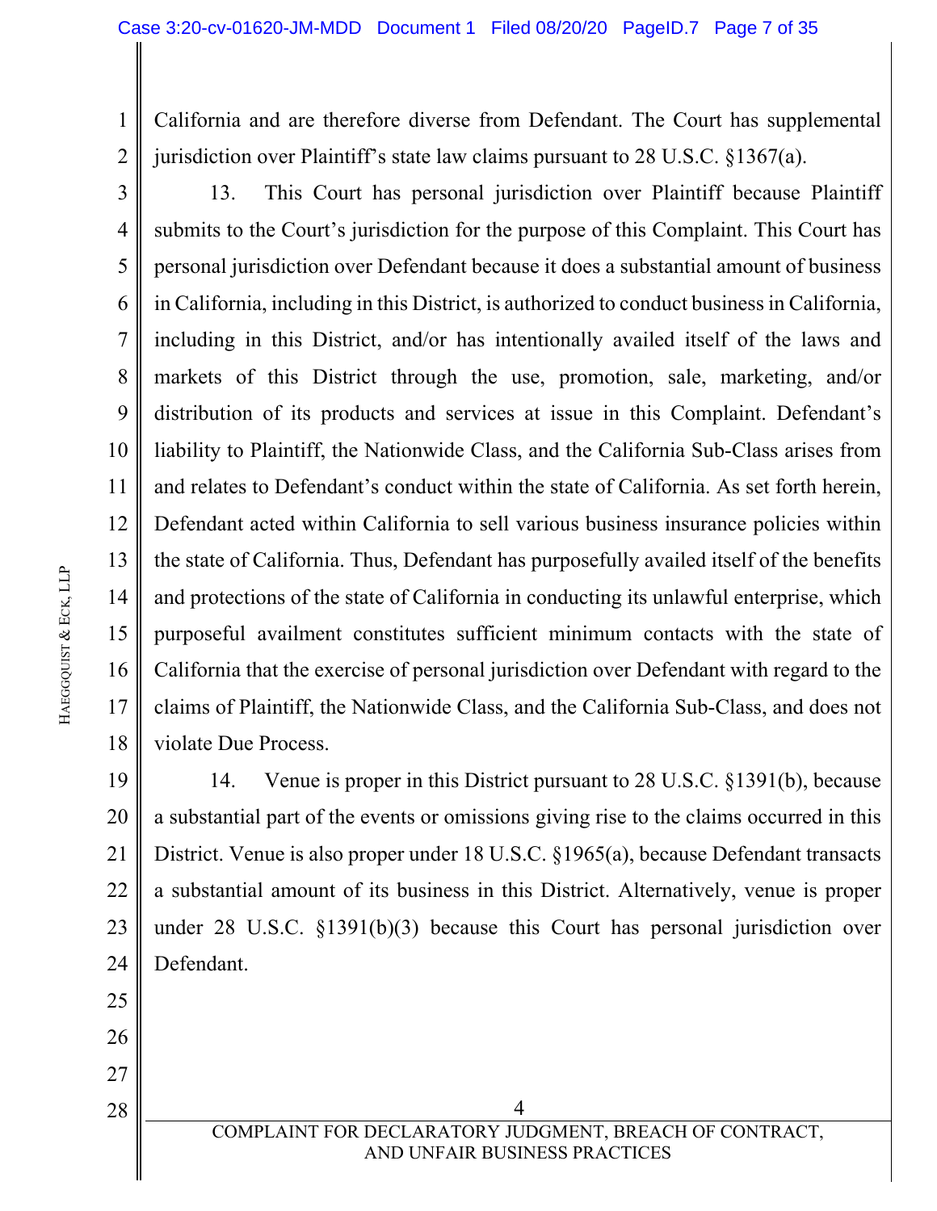California and are therefore diverse from Defendant. The Court has supplemental jurisdiction over Plaintiff's state law claims pursuant to 28 U.S.C. §1367(a).

13. This Court has personal jurisdiction over Plaintiff because Plaintiff submits to the Court's jurisdiction for the purpose of this Complaint. This Court has personal jurisdiction over Defendant because it does a substantial amount of business in California, including in this District, is authorized to conduct business in California, including in this District, and/or has intentionally availed itself of the laws and markets of this District through the use, promotion, sale, marketing, and/or distribution of its products and services at issue in this Complaint. Defendant's liability to Plaintiff, the Nationwide Class, and the California Sub-Class arises from and relates to Defendant's conduct within the state of California. As set forth herein, Defendant acted within California to sell various business insurance policies within the state of California. Thus, Defendant has purposefully availed itself of the benefits and protections of the state of California in conducting its unlawful enterprise, which purposeful availment constitutes sufficient minimum contacts with the state of California that the exercise of personal jurisdiction over Defendant with regard to the claims of Plaintiff, the Nationwide Class, and the California Sub-Class, and does not violate Due Process.

14. Venue is proper in this District pursuant to 28 U.S.C. §1391(b), because a substantial part of the events or omissions giving rise to the claims occurred in this District. Venue is also proper under 18 U.S.C. §1965(a), because Defendant transacts a substantial amount of its business in this District. Alternatively, venue is proper under 28 U.S.C. §1391(b)(3) because this Court has personal jurisdiction over Defendant.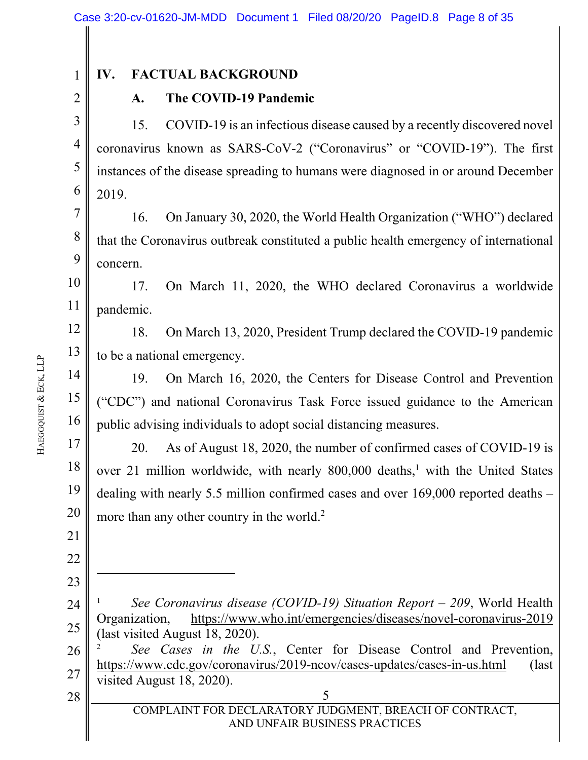# IV. FACTUAL BACKGROUND

## A. The COVID-19 Pandemic

15. COVID-19 is an infectious disease caused by a recently discovered novel coronavirus known as SARS-CoV-2 (“Coronavirus” or “COVID-19”). The first instances of the disease spreading to humans were diagnosed in or around December 2019.

16. On January 30, 2020, the World Health Organization (“WHO”) declared that the Coronavirus outbreak constituted a public health emergency of international concern.

17. On March 11, 2020, the WHO declared Coronavirus a worldwide pandemic.

18. On March 13, 2020, President Trump declared the COVID-19 pandemic to be a national emergency.

19. On March 16, 2020, the Centers for Disease Control and Prevention (“CDC”) and national Coronavirus Task Force issued guidance to the American public advising individuals to adopt social distancing measures.

20. As of August 18, 2020, the number of confirmed cases of COVID-19 is over 21 million worldwide, with nearly 800,000 deaths,[1] with the United States dealing with nearly 5.5 million confirmed cases and over 169,000 reported deaths – more than any other country in the world.[2]

---

[1] *See Coronavirus disease (COVID-19) Situation Report – 209*, World Health Organization, https://www.who.int/emergencies/diseases/novel-coronavirus-2019 (last visited August 18, 2020).

[2] *See Cases in the U.S.*, Center for Disease Control and Prevention, https://www.cdc.gov/coronavirus/2019-ncov/cases-updates/cases-in-us.html (last visited August 18, 2020).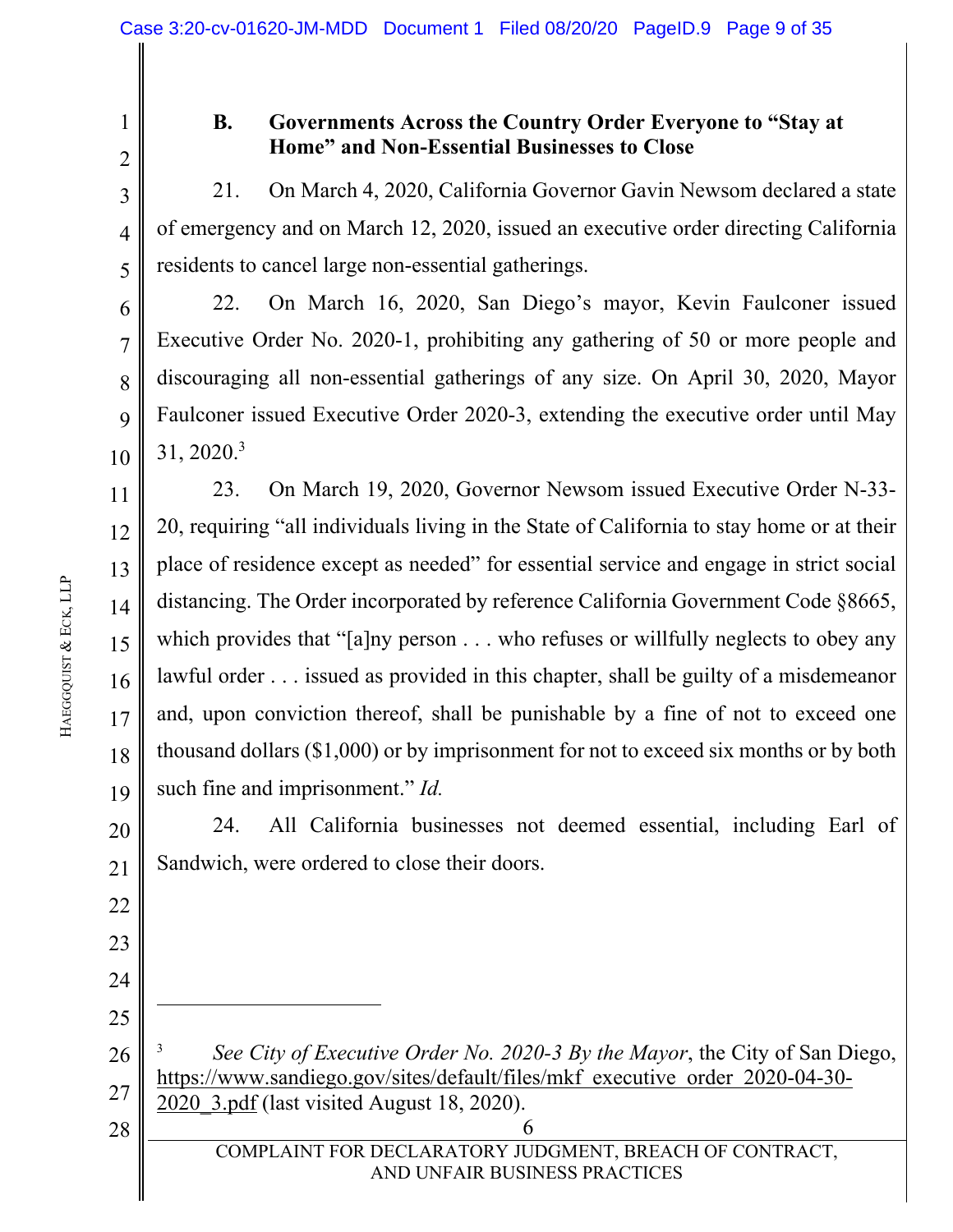### B. Governments Across the Country Order Everyone to "Stay at Home" and Non-Essential Businesses to Close

21. On March 4, 2020, California Governor Gavin Newsom declared a state of emergency and on March 12, 2020, issued an executive order directing California residents to cancel large non-essential gatherings.

22. On March 16, 2020, San Diego's mayor, Kevin Faulconer issued Executive Order No. 2020-1, prohibiting any gathering of 50 or more people and discouraging all non-essential gatherings of any size. On April 30, 2020, Mayor Faulconer issued Executive Order 2020-3, extending the executive order until May 31, 2020.[3]

23. On March 19, 2020, Governor Newsom issued Executive Order N-33-20, requiring "all individuals living in the State of California to stay home or at their place of residence except as needed" for essential service and engage in strict social distancing. The Order incorporated by reference California Government Code §8665, which provides that "[a]ny person . . . who refuses or willfully neglects to obey any lawful order . . . issued as provided in this chapter, shall be guilty of a misdemeanor and, upon conviction thereof, shall be punishable by a fine of not to exceed one thousand dollars ($1,000) or by imprisonment for not to exceed six months or by both such fine and imprisonment." *Id.*

24. All California businesses not deemed essential, including Earl of Sandwich, were ordered to close their doors.

---

[3] *See City of Executive Order No. 2020-3 By the Mayor*, the City of San Diego, https://www.sandiego.gov/sites/default/files/mkf_executive_order_2020-04-30-2020_3.pdf (last visited August 18, 2020).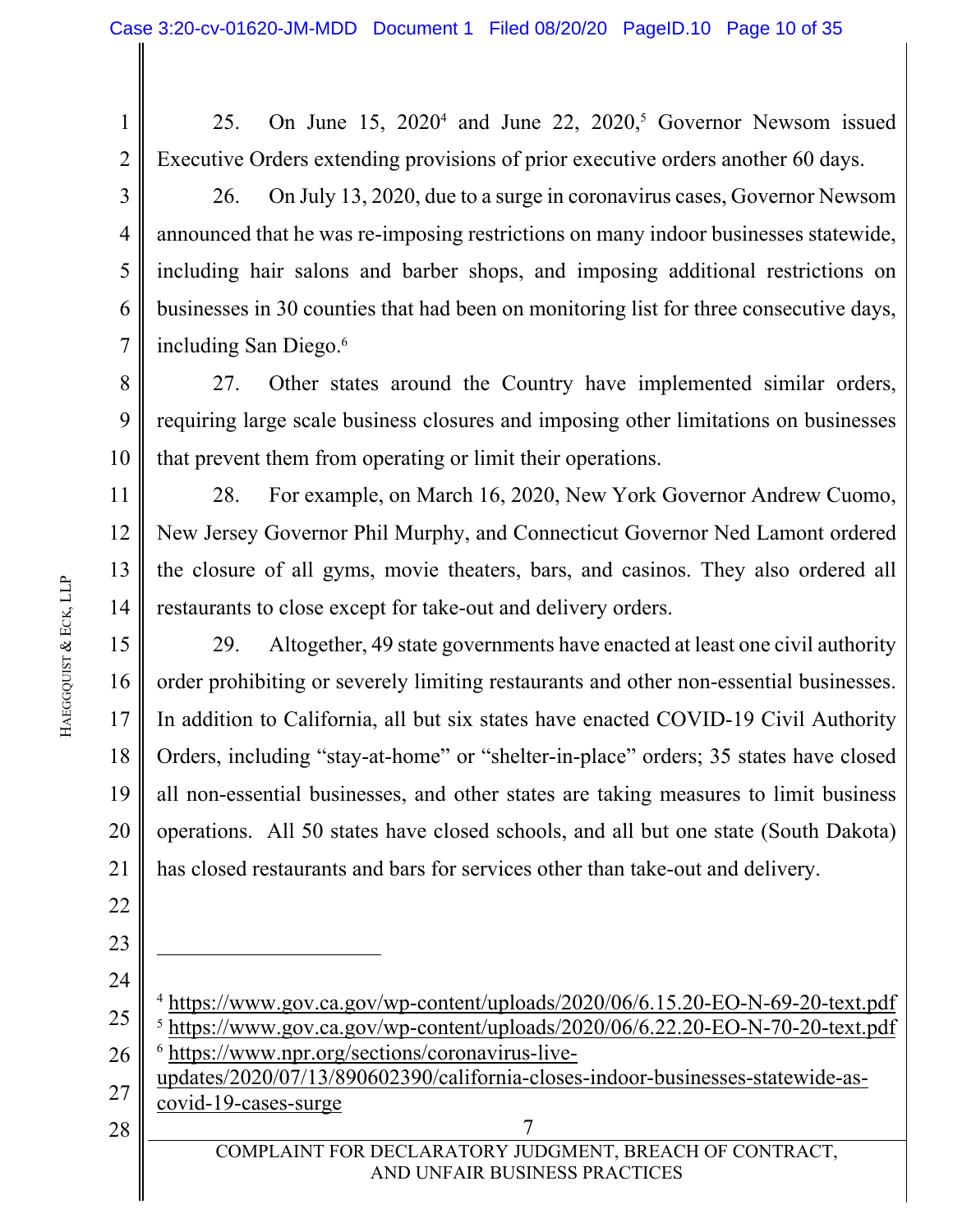25. On June 15, 2020[4] and June 22, 2020,[5] Governor Newsom issued Executive Orders extending provisions of prior executive orders another 60 days.

26. On July 13, 2020, due to a surge in coronavirus cases, Governor Newsom announced that he was re-imposing restrictions on many indoor businesses statewide, including hair salons and barber shops, and imposing additional restrictions on businesses in 30 counties that had been on monitoring list for three consecutive days, including San Diego.[6]

27. Other states around the Country have implemented similar orders, requiring large scale business closures and imposing other limitations on businesses that prevent them from operating or limit their operations.

28. For example, on March 16, 2020, New York Governor Andrew Cuomo, New Jersey Governor Phil Murphy, and Connecticut Governor Ned Lamont ordered the closure of all gyms, movie theaters, bars, and casinos. They also ordered all restaurants to close except for take-out and delivery orders.

29. Altogether, 49 state governments have enacted at least one civil authority order prohibiting or severely limiting restaurants and other non-essential businesses. In addition to California, all but six states have enacted COVID-19 Civil Authority Orders, including "stay-at-home" or "shelter-in-place" orders; 35 states have closed all non-essential businesses, and other states are taking measures to limit business operations. All 50 states have closed schools, and all but one state (South Dakota) has closed restaurants and bars for services other than take-out and delivery.

---

[4] https://www.gov.ca.gov/wp-content/uploads/2020/06/6.15.20-EO-N-69-20-text.pdf

[5] https://www.gov.ca.gov/wp-content/uploads/2020/06/6.22.20-EO-N-70-20-text.pdf

[6] https://www.npr.org/sections/coronavirus-live-updates/2020/07/13/890602390/california-closes-indoor-businesses-statewide-as-covid-19-cases-surge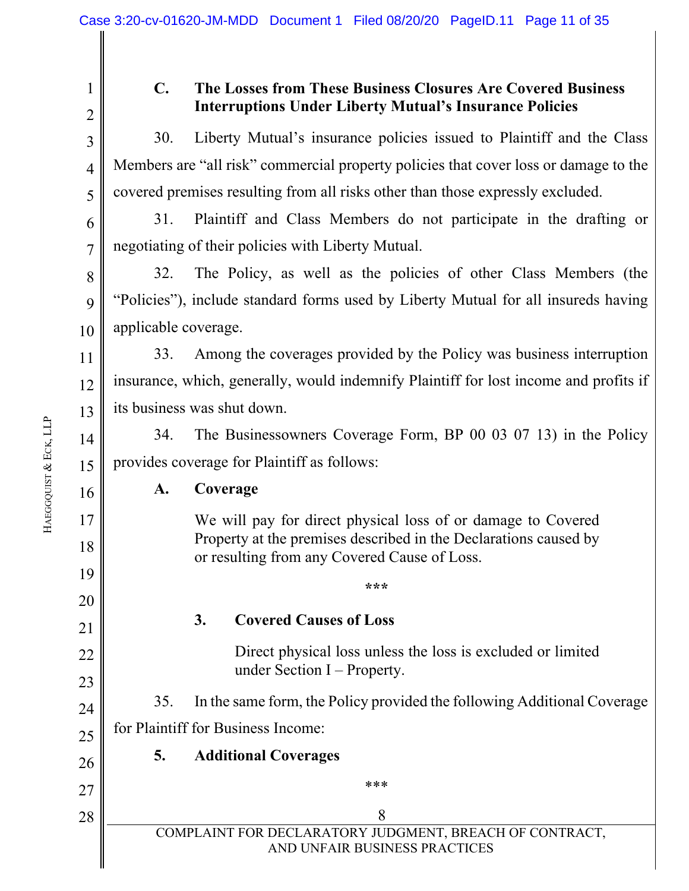### C. The Losses from These Business Closures Are Covered Business Interruptions Under Liberty Mutual's Insurance Policies

30. Liberty Mutual's insurance policies issued to Plaintiff and the Class Members are "all risk" commercial property policies that cover loss or damage to the covered premises resulting from all risks other than those expressly excluded.

31. Plaintiff and Class Members do not participate in the drafting or negotiating of their policies with Liberty Mutual.

32. The Policy, as well as the policies of other Class Members (the "Policies"), include standard forms used by Liberty Mutual for all insureds having applicable coverage.

33. Among the coverages provided by the Policy was business interruption insurance, which, generally, would indemnify Plaintiff for lost income and profits if its business was shut down.

34. The Businessowners Coverage Form, BP 00 03 07 13) in the Policy provides coverage for Plaintiff as follows:

> **A. Coverage**
>
> We will pay for direct physical loss of or damage to Covered Property at the premises described in the Declarations caused by or resulting from any Covered Cause of Loss.
>
> \*\*\*
>
> **3. Covered Causes of Loss**
>
> Direct physical loss unless the loss is excluded or limited under Section I – Property.

35. In the same form, the Policy provided the following Additional Coverage for Plaintiff for Business Income:

> **5. Additional Coverages**
>
> \*\*\*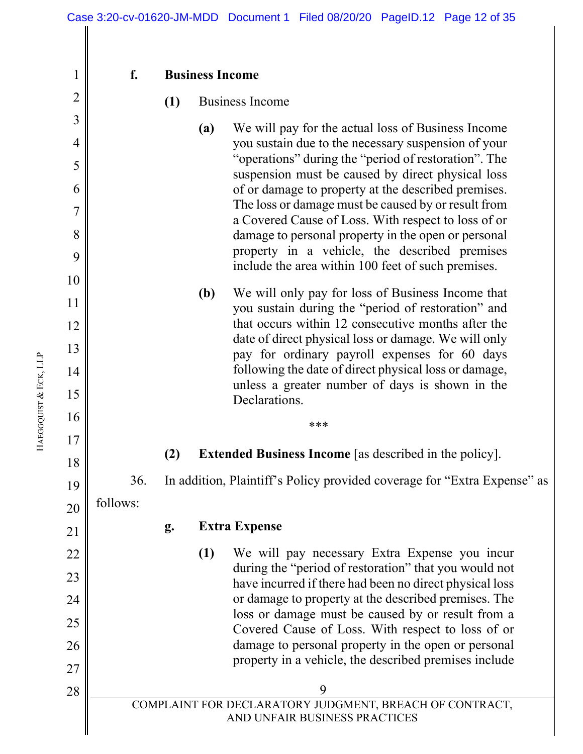**f. Business Income**

**(1)** Business Income

> **(a)** We will pay for the actual loss of Business Income you sustain due to the necessary suspension of your "operations" during the "period of restoration". The suspension must be caused by direct physical loss of or damage to property at the described premises. The loss or damage must be caused by or result from a Covered Cause of Loss. With respect to loss of or damage to personal property in the open or personal property in a vehicle, the described premises include the area within 100 feet of such premises.
>
> **(b)** We will only pay for loss of Business Income that you sustain during the "period of restoration" and that occurs within 12 consecutive months after the date of direct physical loss or damage. We will only pay for ordinary payroll expenses for 60 days following the date of direct physical loss or damage, unless a greater number of days is shown in the Declarations.

***

**(2) Extended Business Income** [as described in the policy].

36. In addition, Plaintiff's Policy provided coverage for "Extra Expense" as follows:

**g. Extra Expense**

> **(1)** We will pay necessary Extra Expense you incur during the "period of restoration" that you would not have incurred if there had been no direct physical loss or damage to property at the described premises. The loss or damage must be caused by or result from a Covered Cause of Loss. With respect to loss of or damage to personal property in the open or personal property in a vehicle, the described premises include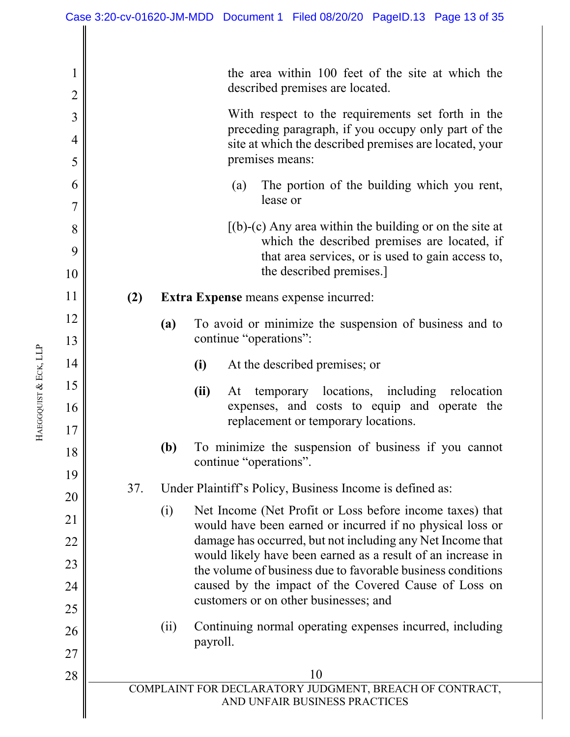the area within 100 feet of the site at which the described premises are located.

With respect to the requirements set forth in the preceding paragraph, if you occupy only part of the site at which the described premises are located, your premises means:

(a) The portion of the building which you rent, lease or

[(b)-(c) Any area within the building or on the site at which the described premises are located, if that area services, or is used to gain access to, the described premises.]

**(2)** **Extra Expense** means expense incurred:

**(a)** To avoid or minimize the suspension of business and to continue "operations":

**(i)** At the described premises; or

**(ii)** At temporary locations, including relocation expenses, and costs to equip and operate the replacement or temporary locations.

**(b)** To minimize the suspension of business if you cannot continue "operations".

37. Under Plaintiff's Policy, Business Income is defined as:

(i) Net Income (Net Profit or Loss before income taxes) that would have been earned or incurred if no physical loss or damage has occurred, but not including any Net Income that would likely have been earned as a result of an increase in the volume of business due to favorable business conditions caused by the impact of the Covered Cause of Loss on customers or on other businesses; and

(ii) Continuing normal operating expenses incurred, including payroll.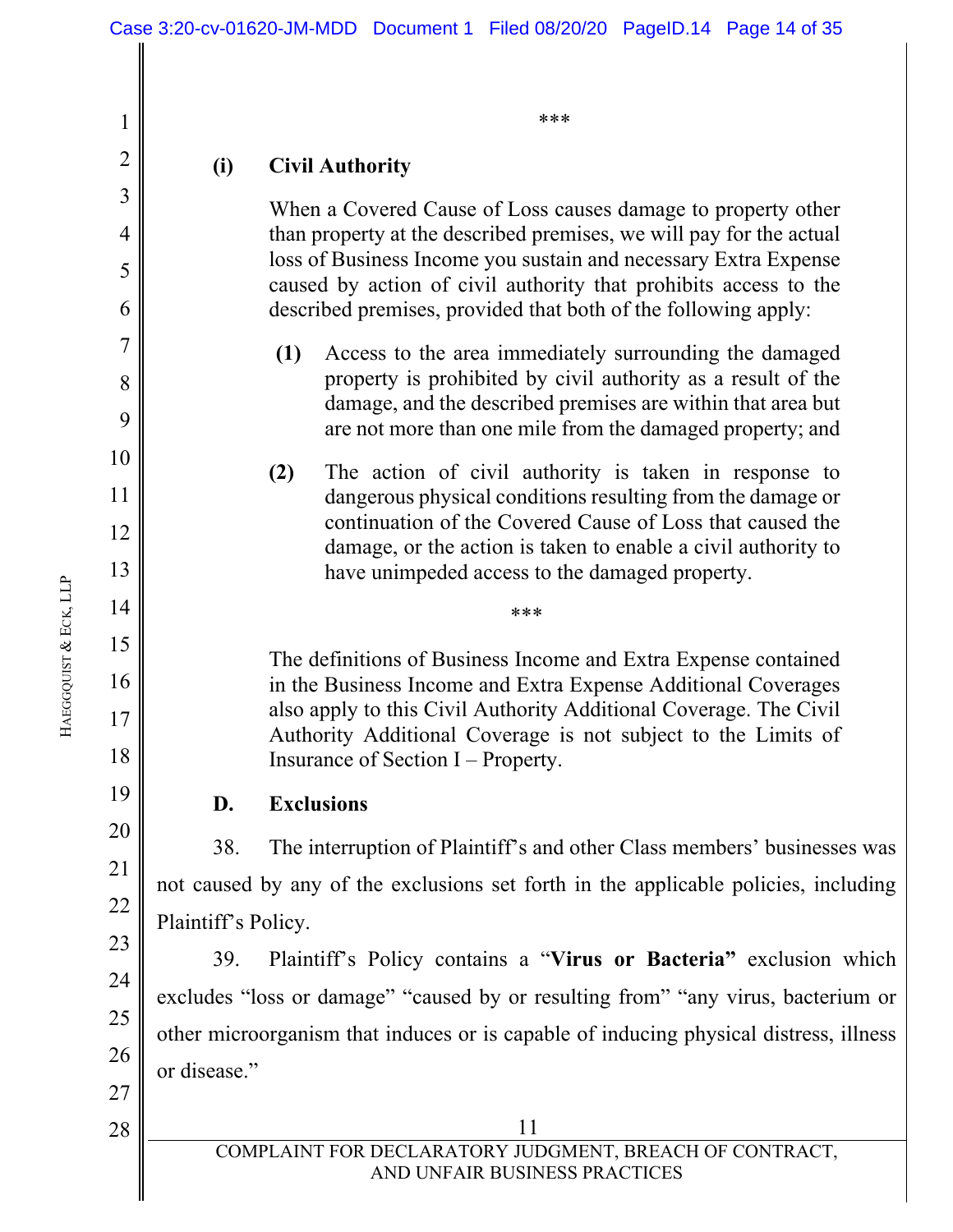***

**(i) Civil Authority**

When a Covered Cause of Loss causes damage to property other than property at the described premises, we will pay for the actual loss of Business Income you sustain and necessary Extra Expense caused by action of civil authority that prohibits access to the described premises, provided that both of the following apply:

**(1)** Access to the area immediately surrounding the damaged property is prohibited by civil authority as a result of the damage, and the described premises are within that area but are not more than one mile from the damaged property; and

**(2)** The action of civil authority is taken in response to dangerous physical conditions resulting from the damage or continuation of the Covered Cause of Loss that caused the damage, or the action is taken to enable a civil authority to have unimpeded access to the damaged property.

***

The definitions of Business Income and Extra Expense contained in the Business Income and Extra Expense Additional Coverages also apply to this Civil Authority Additional Coverage. The Civil Authority Additional Coverage is not subject to the Limits of Insurance of Section I – Property.

## D. Exclusions

38. The interruption of Plaintiff's and other Class members' businesses was not caused by any of the exclusions set forth in the applicable policies, including Plaintiff's Policy.

39. Plaintiff's Policy contains a "**Virus or Bacteria"** exclusion which excludes "loss or damage" "caused by or resulting from" "any virus, bacterium or other microorganism that induces or is capable of inducing physical distress, illness or disease."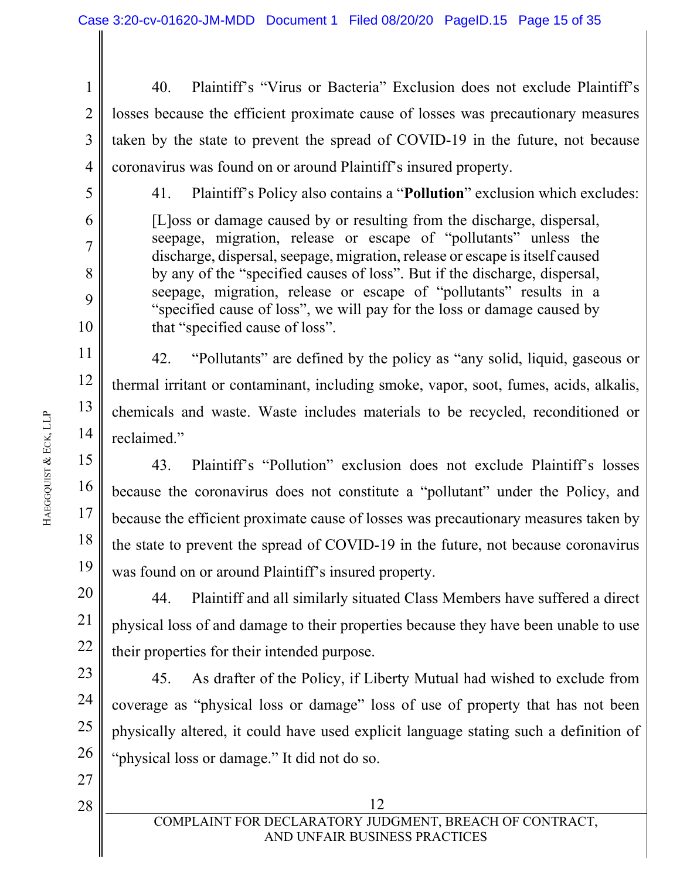40. Plaintiff's "Virus or Bacteria" Exclusion does not exclude Plaintiff's losses because the efficient proximate cause of losses was precautionary measures taken by the state to prevent the spread of COVID-19 in the future, not because coronavirus was found on or around Plaintiff's insured property.

41. Plaintiff's Policy also contains a "**Pollution**" exclusion which excludes:

> [L]oss or damage caused by or resulting from the discharge, dispersal, seepage, migration, release or escape of "pollutants" unless the discharge, dispersal, seepage, migration, release or escape is itself caused by any of the "specified causes of loss". But if the discharge, dispersal, seepage, migration, release or escape of "pollutants" results in a "specified cause of loss", we will pay for the loss or damage caused by that "specified cause of loss".

42. "Pollutants" are defined by the policy as "any solid, liquid, gaseous or thermal irritant or contaminant, including smoke, vapor, soot, fumes, acids, alkalis, chemicals and waste. Waste includes materials to be recycled, reconditioned or reclaimed."

43. Plaintiff's "Pollution" exclusion does not exclude Plaintiff's losses because the coronavirus does not constitute a "pollutant" under the Policy, and because the efficient proximate cause of losses was precautionary measures taken by the state to prevent the spread of COVID-19 in the future, not because coronavirus was found on or around Plaintiff's insured property.

44. Plaintiff and all similarly situated Class Members have suffered a direct physical loss of and damage to their properties because they have been unable to use their properties for their intended purpose.

45. As drafter of the Policy, if Liberty Mutual had wished to exclude from coverage as "physical loss or damage" loss of use of property that has not been physically altered, it could have used explicit language stating such a definition of "physical loss or damage." It did not do so.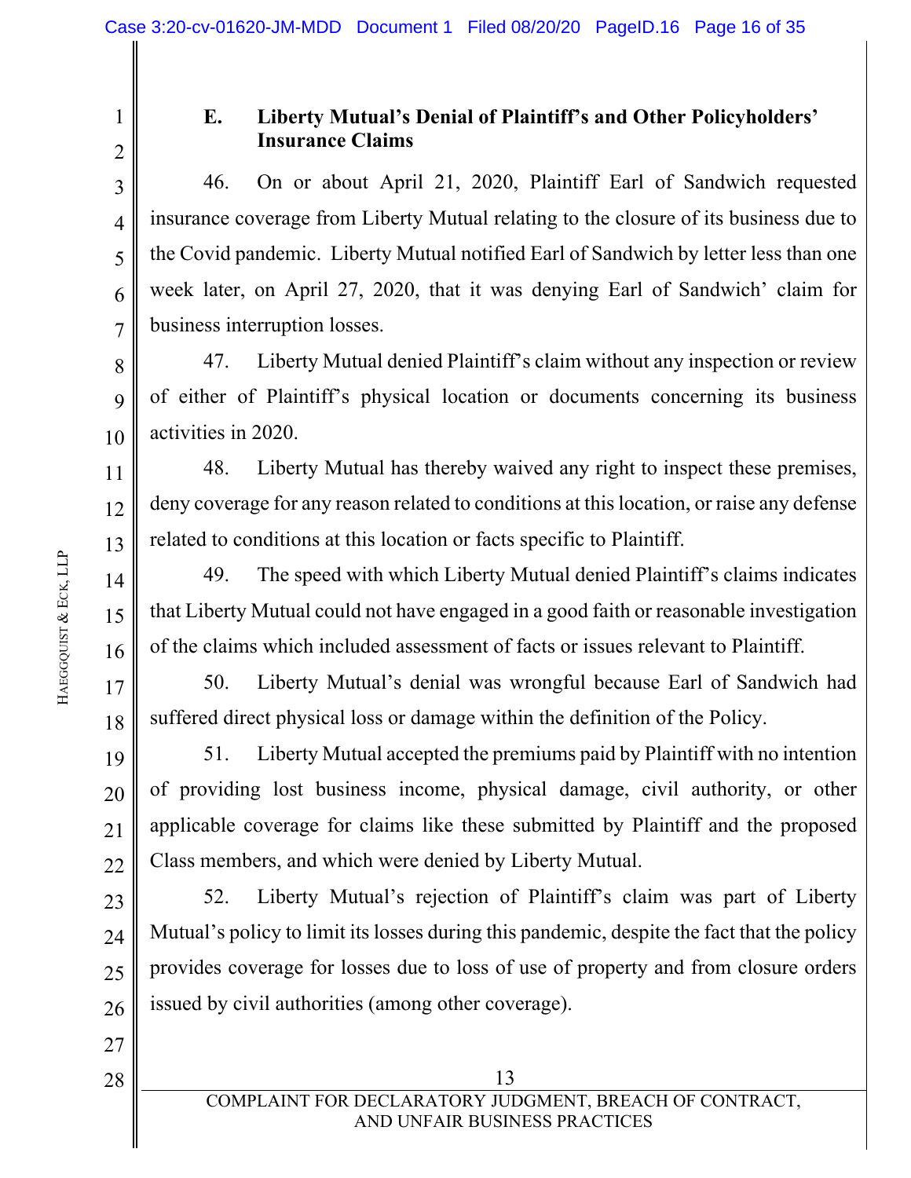### E. Liberty Mutual's Denial of Plaintiff's and Other Policyholders' Insurance Claims

46. On or about April 21, 2020, Plaintiff Earl of Sandwich requested insurance coverage from Liberty Mutual relating to the closure of its business due to the Covid pandemic. Liberty Mutual notified Earl of Sandwich by letter less than one week later, on April 27, 2020, that it was denying Earl of Sandwich' claim for business interruption losses.

47. Liberty Mutual denied Plaintiff's claim without any inspection or review of either of Plaintiff's physical location or documents concerning its business activities in 2020.

48. Liberty Mutual has thereby waived any right to inspect these premises, deny coverage for any reason related to conditions at this location, or raise any defense related to conditions at this location or facts specific to Plaintiff.

49. The speed with which Liberty Mutual denied Plaintiff's claims indicates that Liberty Mutual could not have engaged in a good faith or reasonable investigation of the claims which included assessment of facts or issues relevant to Plaintiff.

50. Liberty Mutual's denial was wrongful because Earl of Sandwich had suffered direct physical loss or damage within the definition of the Policy.

51. Liberty Mutual accepted the premiums paid by Plaintiff with no intention of providing lost business income, physical damage, civil authority, or other applicable coverage for claims like these submitted by Plaintiff and the proposed Class members, and which were denied by Liberty Mutual.

52. Liberty Mutual's rejection of Plaintiff's claim was part of Liberty Mutual's policy to limit its losses during this pandemic, despite the fact that the policy provides coverage for losses due to loss of use of property and from closure orders issued by civil authorities (among other coverage).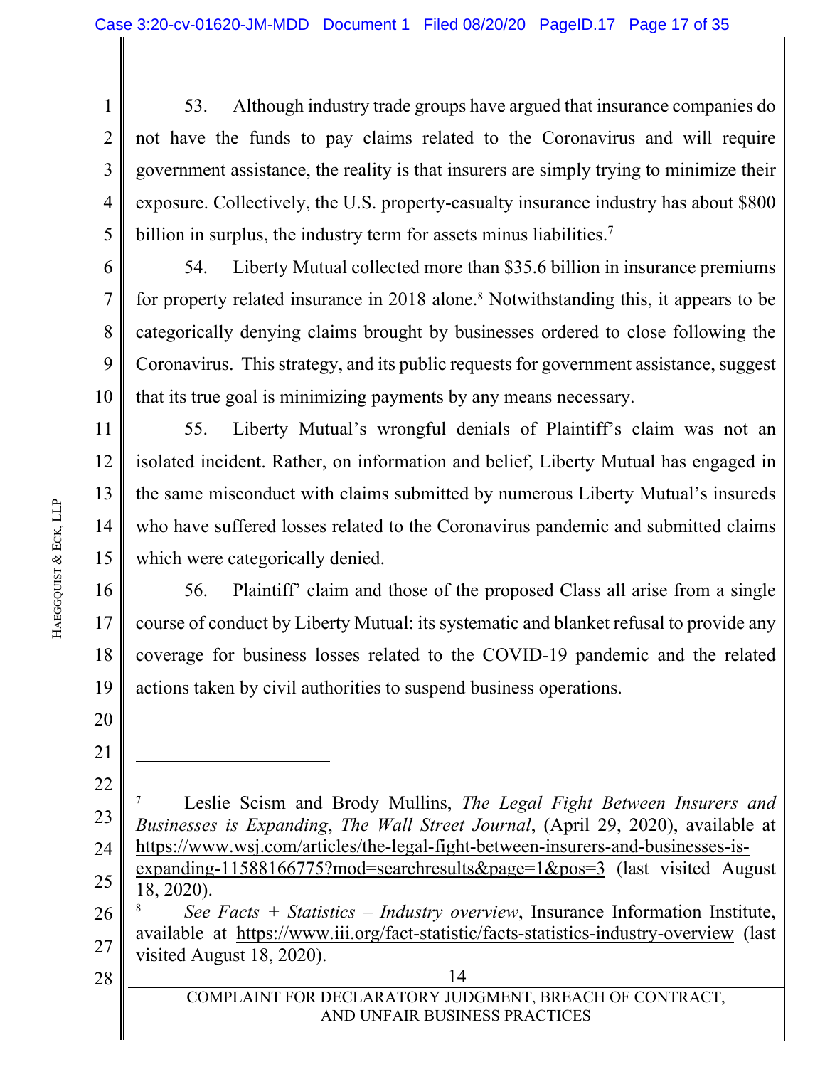53. Although industry trade groups have argued that insurance companies do not have the funds to pay claims related to the Coronavirus and will require government assistance, the reality is that insurers are simply trying to minimize their exposure. Collectively, the U.S. property-casualty insurance industry has about $800 billion in surplus, the industry term for assets minus liabilities.[7]

54. Liberty Mutual collected more than $35.6 billion in insurance premiums for property related insurance in 2018 alone.[8] Notwithstanding this, it appears to be categorically denying claims brought by businesses ordered to close following the Coronavirus. This strategy, and its public requests for government assistance, suggest that its true goal is minimizing payments by any means necessary.

55. Liberty Mutual's wrongful denials of Plaintiff's claim was not an isolated incident. Rather, on information and belief, Liberty Mutual has engaged in the same misconduct with claims submitted by numerous Liberty Mutual's insureds who have suffered losses related to the Coronavirus pandemic and submitted claims which were categorically denied.

56. Plaintiff' claim and those of the proposed Class all arise from a single course of conduct by Liberty Mutual: its systematic and blanket refusal to provide any coverage for business losses related to the COVID-19 pandemic and the related actions taken by civil authorities to suspend business operations.

---

[7] Leslie Scism and Brody Mullins, *The Legal Fight Between Insurers and Businesses is Expanding*, *The Wall Street Journal*, (April 29, 2020), available at https://www.wsj.com/articles/the-legal-fight-between-insurers-and-businesses-is-expanding-11588166775?mod=searchresults&page=1&pos=3 (last visited August 18, 2020).

[8] *See Facts + Statistics – Industry overview*, Insurance Information Institute, available at https://www.iii.org/fact-statistic/facts-statistics-industry-overview (last visited August 18, 2020).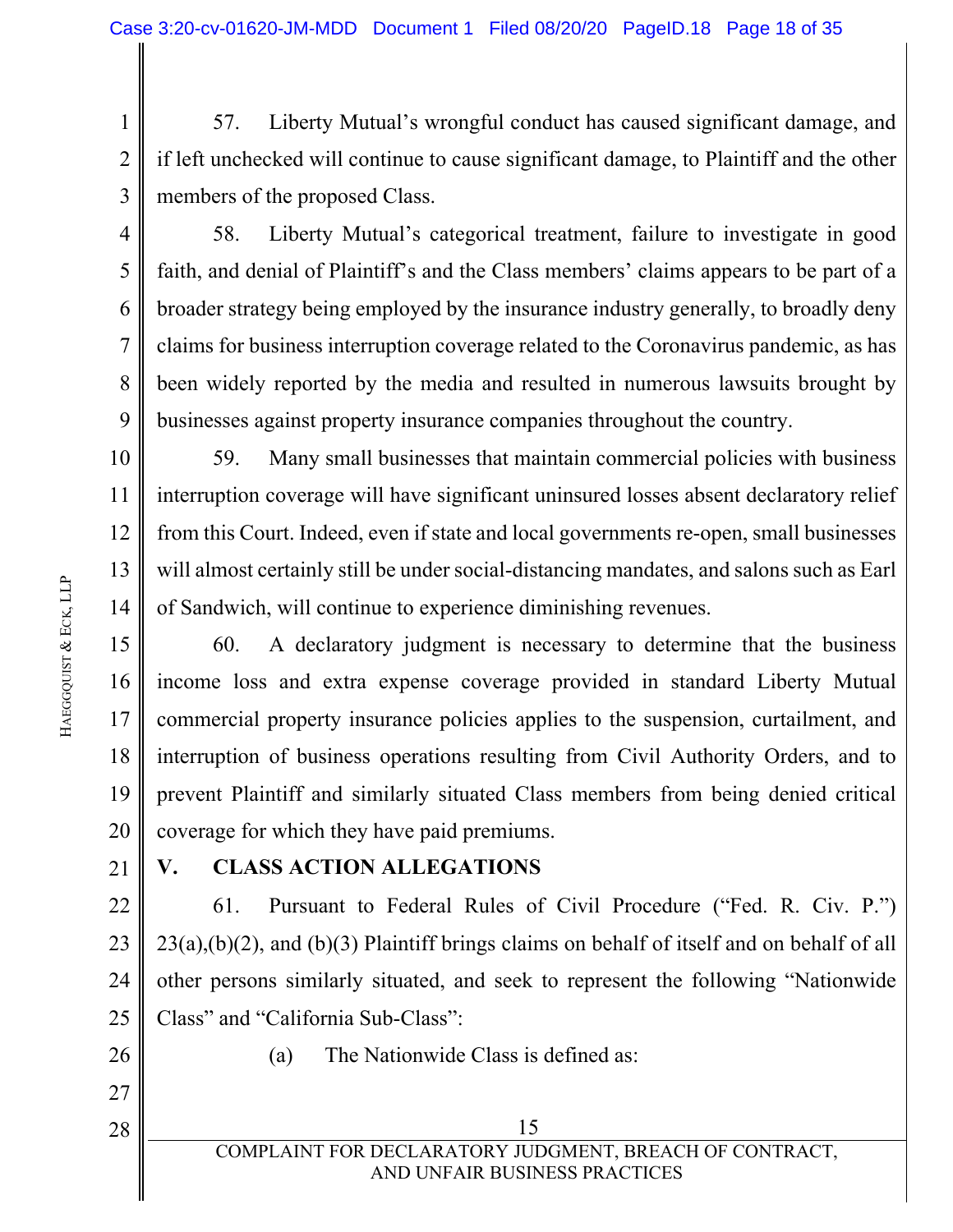57. Liberty Mutual's wrongful conduct has caused significant damage, and if left unchecked will continue to cause significant damage, to Plaintiff and the other members of the proposed Class.

58. Liberty Mutual's categorical treatment, failure to investigate in good faith, and denial of Plaintiff's and the Class members' claims appears to be part of a broader strategy being employed by the insurance industry generally, to broadly deny claims for business interruption coverage related to the Coronavirus pandemic, as has been widely reported by the media and resulted in numerous lawsuits brought by businesses against property insurance companies throughout the country.

59. Many small businesses that maintain commercial policies with business interruption coverage will have significant uninsured losses absent declaratory relief from this Court. Indeed, even if state and local governments re-open, small businesses will almost certainly still be under social-distancing mandates, and salons such as Earl of Sandwich, will continue to experience diminishing revenues.

60. A declaratory judgment is necessary to determine that the business income loss and extra expense coverage provided in standard Liberty Mutual commercial property insurance policies applies to the suspension, curtailment, and interruption of business operations resulting from Civil Authority Orders, and to prevent Plaintiff and similarly situated Class members from being denied critical coverage for which they have paid premiums.

## V. CLASS ACTION ALLEGATIONS

61. Pursuant to Federal Rules of Civil Procedure ("Fed. R. Civ. P.") 23(a),(b)(2), and (b)(3) Plaintiff brings claims on behalf of itself and on behalf of all other persons similarly situated, and seek to represent the following "Nationwide Class" and "California Sub-Class":

(a) The Nationwide Class is defined as: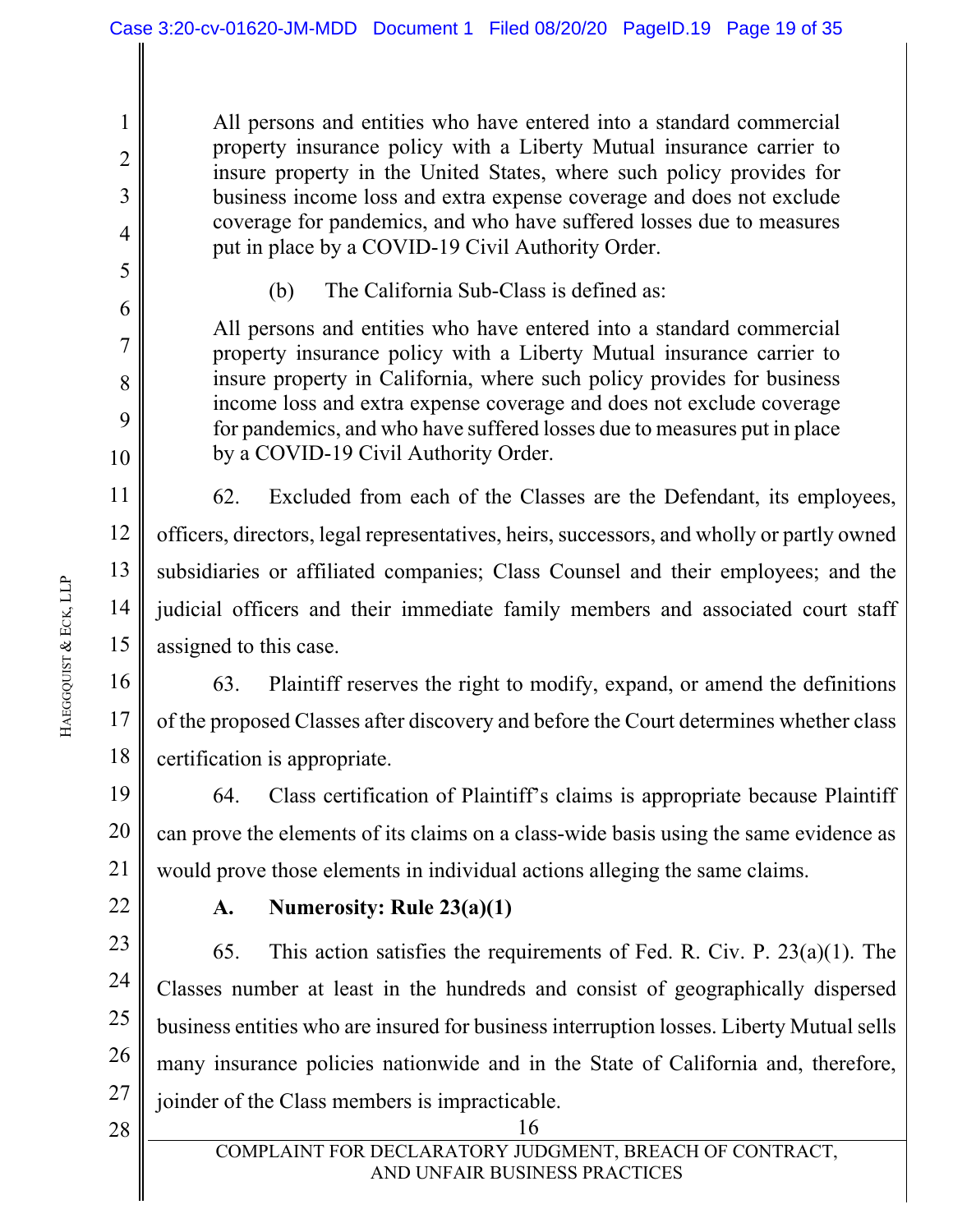All persons and entities who have entered into a standard commercial property insurance policy with a Liberty Mutual insurance carrier to insure property in the United States, where such policy provides for business income loss and extra expense coverage and does not exclude coverage for pandemics, and who have suffered losses due to measures put in place by a COVID-19 Civil Authority Order.

(b) The California Sub-Class is defined as:

All persons and entities who have entered into a standard commercial property insurance policy with a Liberty Mutual insurance carrier to insure property in California, where such policy provides for business income loss and extra expense coverage and does not exclude coverage for pandemics, and who have suffered losses due to measures put in place by a COVID-19 Civil Authority Order.

62. Excluded from each of the Classes are the Defendant, its employees, officers, directors, legal representatives, heirs, successors, and wholly or partly owned subsidiaries or affiliated companies; Class Counsel and their employees; and the judicial officers and their immediate family members and associated court staff assigned to this case.

63. Plaintiff reserves the right to modify, expand, or amend the definitions of the proposed Classes after discovery and before the Court determines whether class certification is appropriate.

64. Class certification of Plaintiff's claims is appropriate because Plaintiff can prove the elements of its claims on a class-wide basis using the same evidence as would prove those elements in individual actions alleging the same claims.

**A. Numerosity: Rule 23(a)(1)**

65. This action satisfies the requirements of Fed. R. Civ. P. 23(a)(1). The Classes number at least in the hundreds and consist of geographically dispersed business entities who are insured for business interruption losses. Liberty Mutual sells many insurance policies nationwide and in the State of California and, therefore, joinder of the Class members is impracticable.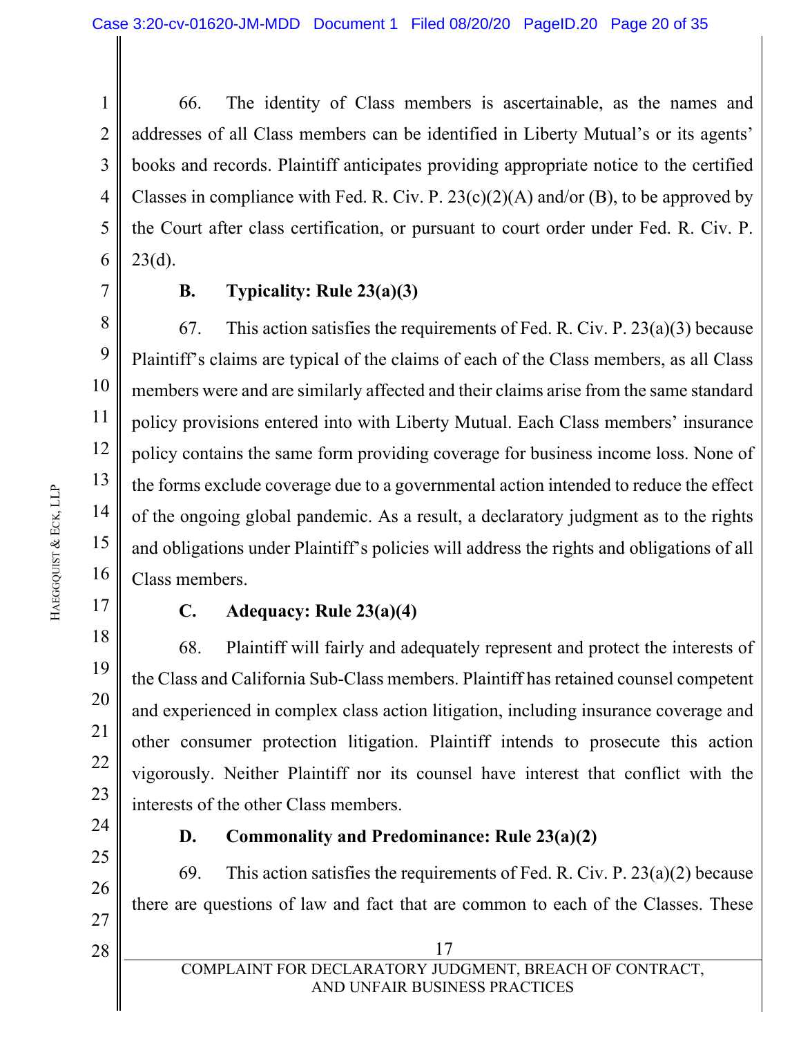66. The identity of Class members is ascertainable, as the names and addresses of all Class members can be identified in Liberty Mutual's or its agents' books and records. Plaintiff anticipates providing appropriate notice to the certified Classes in compliance with Fed. R. Civ. P. 23(c)(2)(A) and/or (B), to be approved by the Court after class certification, or pursuant to court order under Fed. R. Civ. P. 23(d).

### B. Typicality: Rule 23(a)(3)

67. This action satisfies the requirements of Fed. R. Civ. P. 23(a)(3) because Plaintiff's claims are typical of the claims of each of the Class members, as all Class members were and are similarly affected and their claims arise from the same standard policy provisions entered into with Liberty Mutual. Each Class members' insurance policy contains the same form providing coverage for business income loss. None of the forms exclude coverage due to a governmental action intended to reduce the effect of the ongoing global pandemic. As a result, a declaratory judgment as to the rights and obligations under Plaintiff's policies will address the rights and obligations of all Class members.

### C. Adequacy: Rule 23(a)(4)

68. Plaintiff will fairly and adequately represent and protect the interests of the Class and California Sub-Class members. Plaintiff has retained counsel competent and experienced in complex class action litigation, including insurance coverage and other consumer protection litigation. Plaintiff intends to prosecute this action vigorously. Neither Plaintiff nor its counsel have interest that conflict with the interests of the other Class members.

### D. Commonality and Predominance: Rule 23(a)(2)

69. This action satisfies the requirements of Fed. R. Civ. P. 23(a)(2) because there are questions of law and fact that are common to each of the Classes. These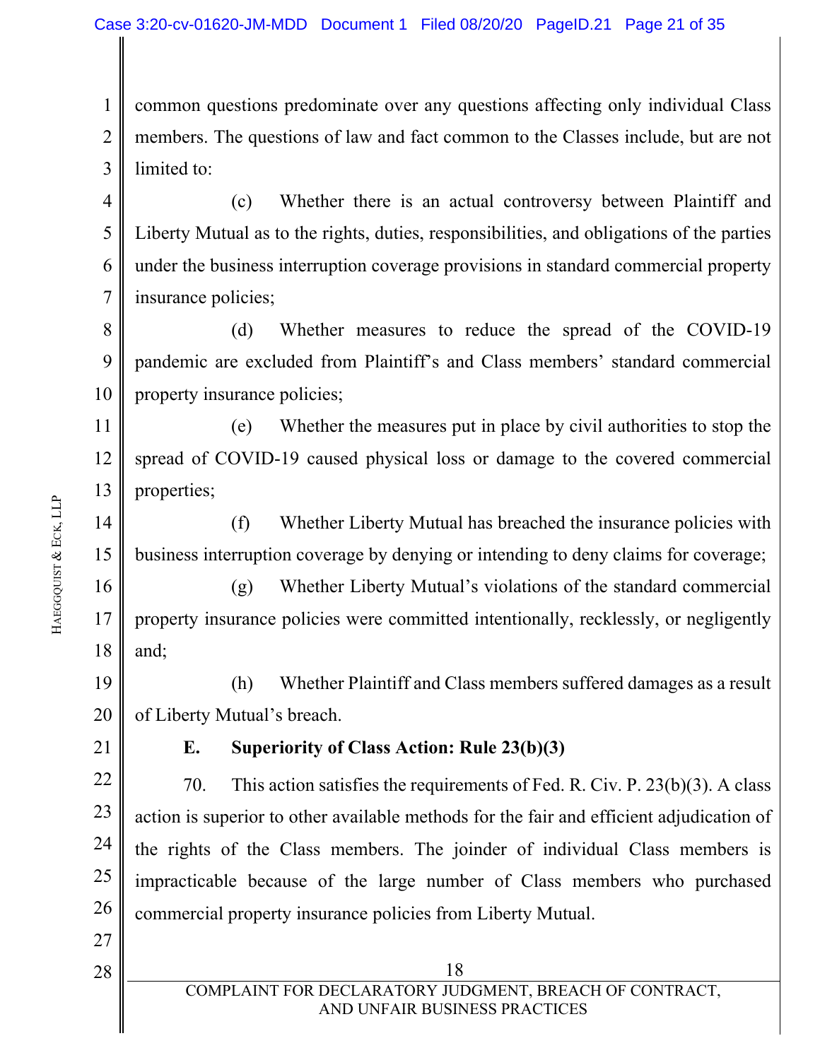common questions predominate over any questions affecting only individual Class members. The questions of law and fact common to the Classes include, but are not limited to:

(c) Whether there is an actual controversy between Plaintiff and Liberty Mutual as to the rights, duties, responsibilities, and obligations of the parties under the business interruption coverage provisions in standard commercial property insurance policies;

(d) Whether measures to reduce the spread of the COVID-19 pandemic are excluded from Plaintiff's and Class members' standard commercial property insurance policies;

(e) Whether the measures put in place by civil authorities to stop the spread of COVID-19 caused physical loss or damage to the covered commercial properties;

(f) Whether Liberty Mutual has breached the insurance policies with business interruption coverage by denying or intending to deny claims for coverage;

(g) Whether Liberty Mutual's violations of the standard commercial property insurance policies were committed intentionally, recklessly, or negligently and;

(h) Whether Plaintiff and Class members suffered damages as a result of Liberty Mutual's breach.

**E. Superiority of Class Action: Rule 23(b)(3)**

70. This action satisfies the requirements of Fed. R. Civ. P. 23(b)(3). A class action is superior to other available methods for the fair and efficient adjudication of the rights of the Class members. The joinder of individual Class members is impracticable because of the large number of Class members who purchased commercial property insurance policies from Liberty Mutual.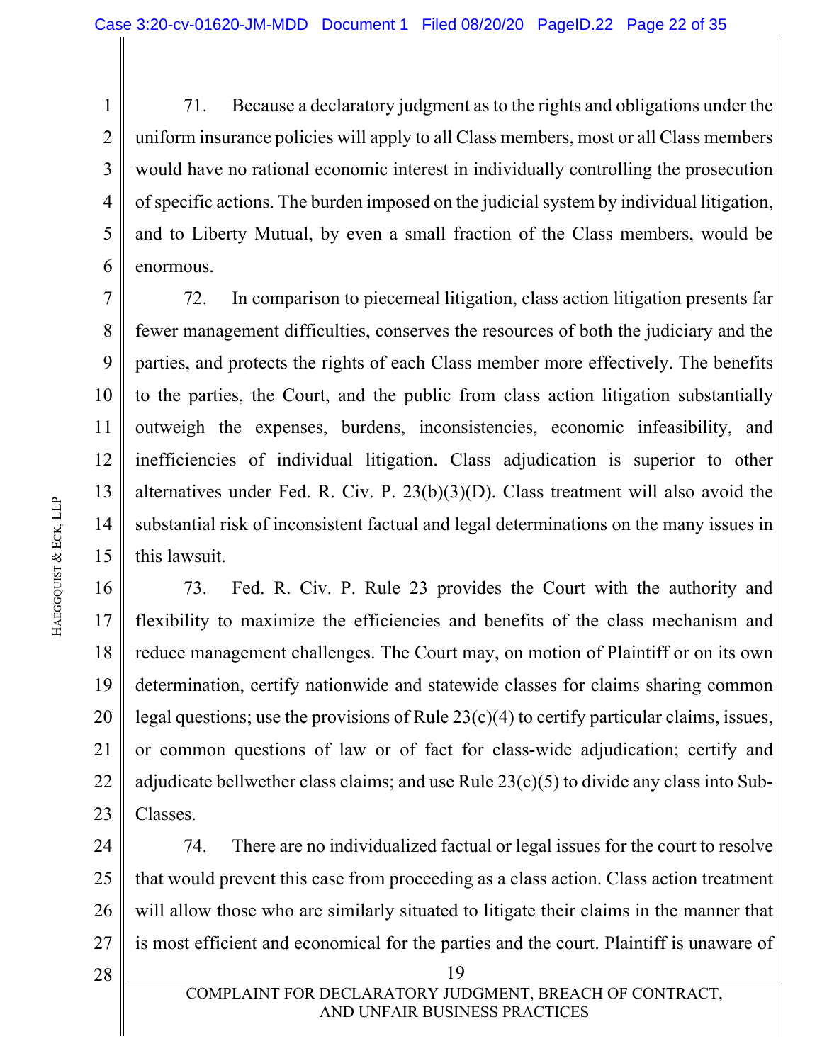71. Because a declaratory judgment as to the rights and obligations under the uniform insurance policies will apply to all Class members, most or all Class members would have no rational economic interest in individually controlling the prosecution of specific actions. The burden imposed on the judicial system by individual litigation, and to Liberty Mutual, by even a small fraction of the Class members, would be enormous.

72. In comparison to piecemeal litigation, class action litigation presents far fewer management difficulties, conserves the resources of both the judiciary and the parties, and protects the rights of each Class member more effectively. The benefits to the parties, the Court, and the public from class action litigation substantially outweigh the expenses, burdens, inconsistencies, economic infeasibility, and inefficiencies of individual litigation. Class adjudication is superior to other alternatives under Fed. R. Civ. P. 23(b)(3)(D). Class treatment will also avoid the substantial risk of inconsistent factual and legal determinations on the many issues in this lawsuit.

73. Fed. R. Civ. P. Rule 23 provides the Court with the authority and flexibility to maximize the efficiencies and benefits of the class mechanism and reduce management challenges. The Court may, on motion of Plaintiff or on its own determination, certify nationwide and statewide classes for claims sharing common legal questions; use the provisions of Rule 23(c)(4) to certify particular claims, issues, or common questions of law or of fact for class-wide adjudication; certify and adjudicate bellwether class claims; and use Rule 23(c)(5) to divide any class into Sub-Classes.

74. There are no individualized factual or legal issues for the court to resolve that would prevent this case from proceeding as a class action. Class action treatment will allow those who are similarly situated to litigate their claims in the manner that is most efficient and economical for the parties and the court. Plaintiff is unaware of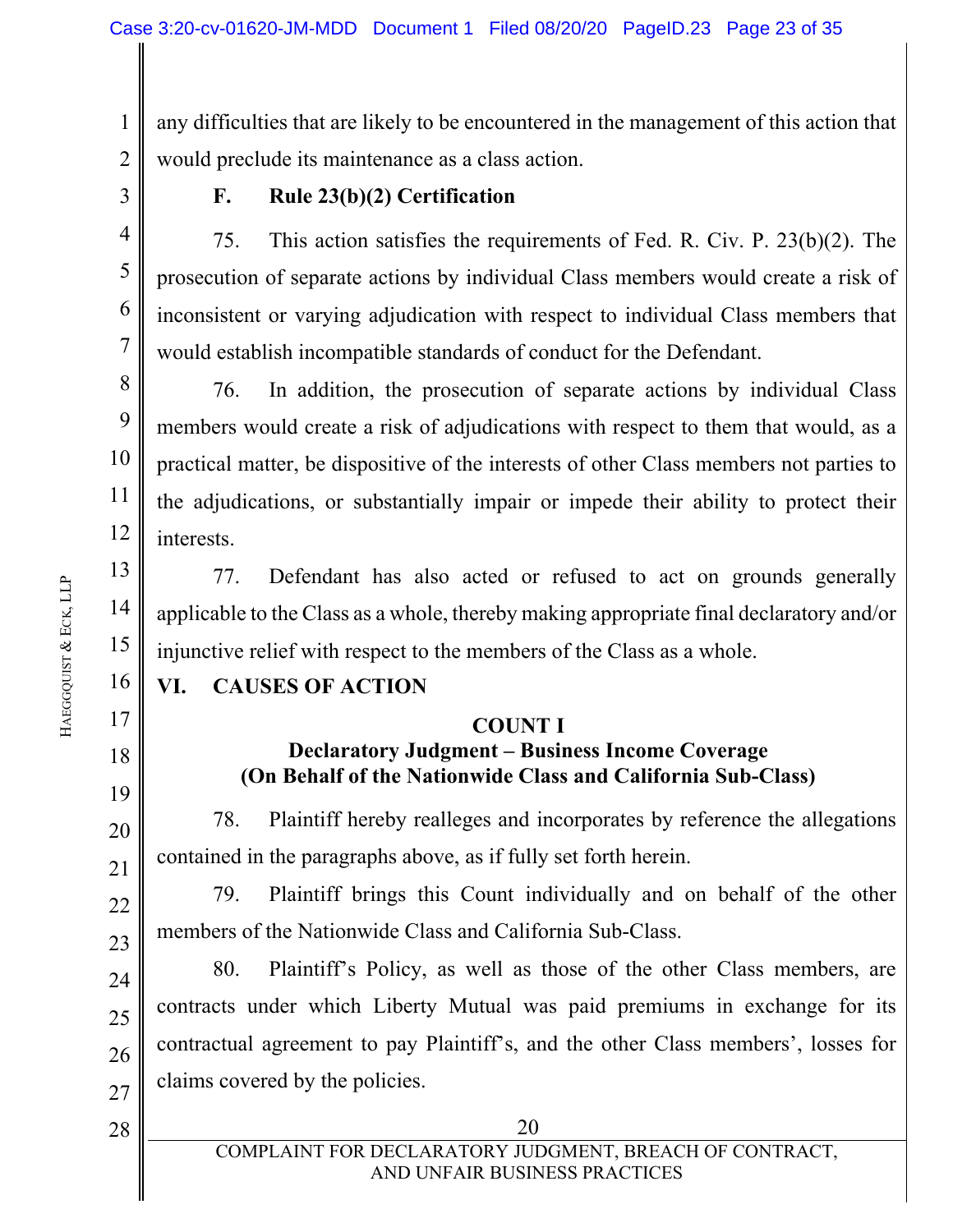any difficulties that are likely to be encountered in the management of this action that would preclude its maintenance as a class action.

### F. Rule 23(b)(2) Certification

75. This action satisfies the requirements of Fed. R. Civ. P. 23(b)(2). The prosecution of separate actions by individual Class members would create a risk of inconsistent or varying adjudication with respect to individual Class members that would establish incompatible standards of conduct for the Defendant.

76. In addition, the prosecution of separate actions by individual Class members would create a risk of adjudications with respect to them that would, as a practical matter, be dispositive of the interests of other Class members not parties to the adjudications, or substantially impair or impede their ability to protect their interests.

77. Defendant has also acted or refused to act on grounds generally applicable to the Class as a whole, thereby making appropriate final declaratory and/or injunctive relief with respect to the members of the Class as a whole.

## VI. CAUSES OF ACTION

### COUNT I
### Declaratory Judgment – Business Income Coverage
### (On Behalf of the Nationwide Class and California Sub-Class)

78. Plaintiff hereby realleges and incorporates by reference the allegations contained in the paragraphs above, as if fully set forth herein.

79. Plaintiff brings this Count individually and on behalf of the other members of the Nationwide Class and California Sub-Class.

80. Plaintiff's Policy, as well as those of the other Class members, are contracts under which Liberty Mutual was paid premiums in exchange for its contractual agreement to pay Plaintiff's, and the other Class members', losses for claims covered by the policies.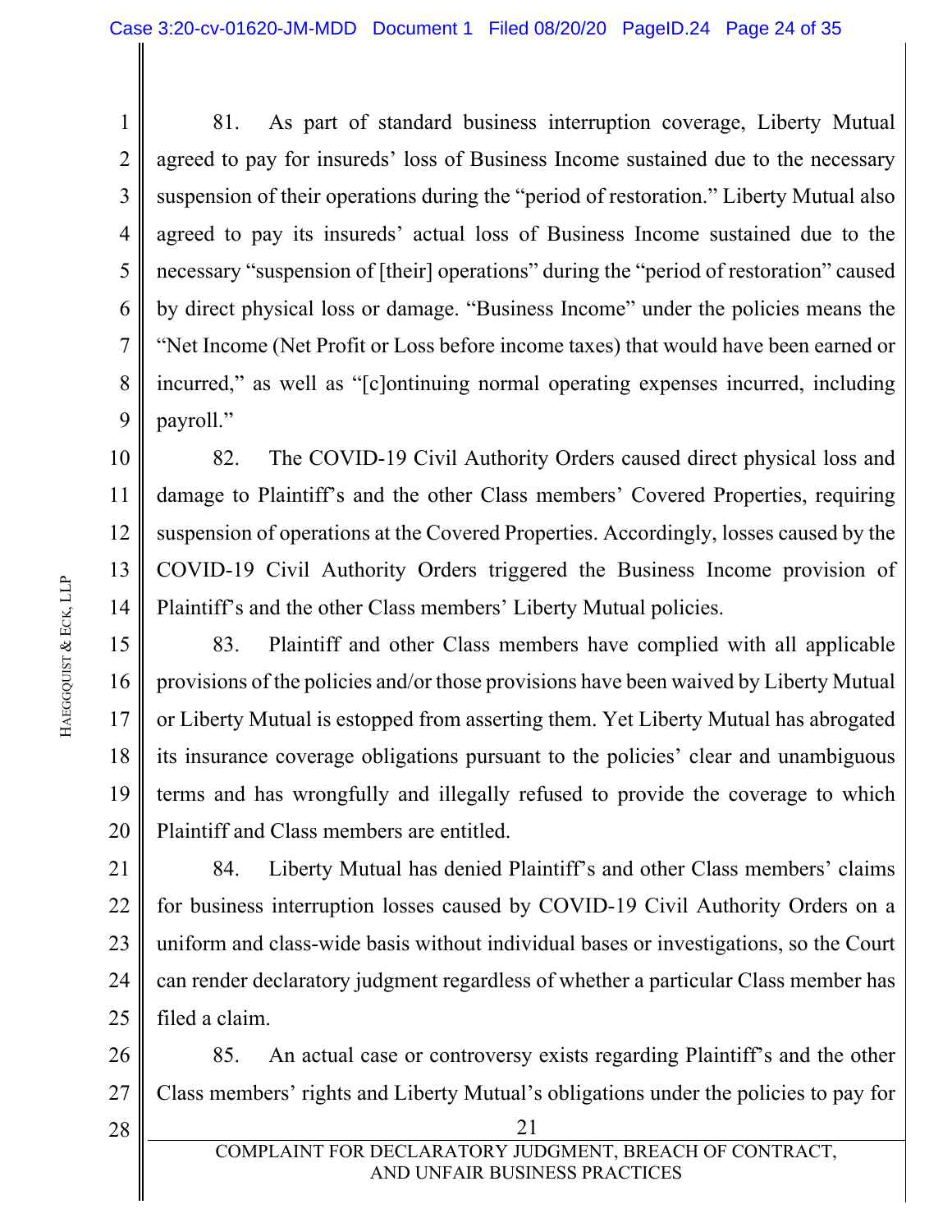81. As part of standard business interruption coverage, Liberty Mutual agreed to pay for insureds' loss of Business Income sustained due to the necessary suspension of their operations during the "period of restoration." Liberty Mutual also agreed to pay its insureds' actual loss of Business Income sustained due to the necessary "suspension of [their] operations" during the "period of restoration" caused by direct physical loss or damage. "Business Income" under the policies means the "Net Income (Net Profit or Loss before income taxes) that would have been earned or incurred," as well as "[c]ontinuing normal operating expenses incurred, including payroll."

82. The COVID-19 Civil Authority Orders caused direct physical loss and damage to Plaintiff's and the other Class members' Covered Properties, requiring suspension of operations at the Covered Properties. Accordingly, losses caused by the COVID-19 Civil Authority Orders triggered the Business Income provision of Plaintiff's and the other Class members' Liberty Mutual policies.

83. Plaintiff and other Class members have complied with all applicable provisions of the policies and/or those provisions have been waived by Liberty Mutual or Liberty Mutual is estopped from asserting them. Yet Liberty Mutual has abrogated its insurance coverage obligations pursuant to the policies' clear and unambiguous terms and has wrongfully and illegally refused to provide the coverage to which Plaintiff and Class members are entitled.

84. Liberty Mutual has denied Plaintiff's and other Class members' claims for business interruption losses caused by COVID-19 Civil Authority Orders on a uniform and class-wide basis without individual bases or investigations, so the Court can render declaratory judgment regardless of whether a particular Class member has filed a claim.

85. An actual case or controversy exists regarding Plaintiff's and the other Class members' rights and Liberty Mutual's obligations under the policies to pay for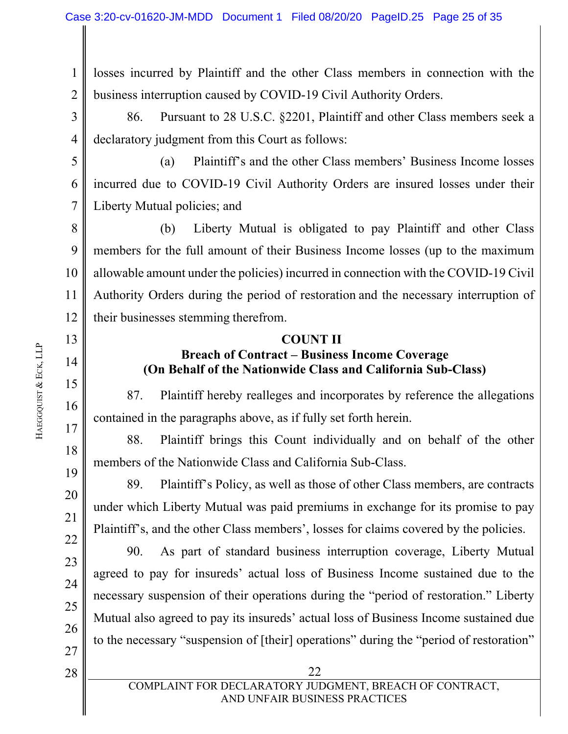losses incurred by Plaintiff and the other Class members in connection with the business interruption caused by COVID-19 Civil Authority Orders.

86. Pursuant to 28 U.S.C. §2201, Plaintiff and other Class members seek a declaratory judgment from this Court as follows:

(a) Plaintiff's and the other Class members' Business Income losses incurred due to COVID-19 Civil Authority Orders are insured losses under their Liberty Mutual policies; and

(b) Liberty Mutual is obligated to pay Plaintiff and other Class members for the full amount of their Business Income losses (up to the maximum allowable amount under the policies) incurred in connection with the COVID-19 Civil Authority Orders during the period of restoration and the necessary interruption of their businesses stemming therefrom.

**COUNT II**
**Breach of Contract – Business Income Coverage**
**(On Behalf of the Nationwide Class and California Sub-Class)**

87. Plaintiff hereby realleges and incorporates by reference the allegations contained in the paragraphs above, as if fully set forth herein.

88. Plaintiff brings this Count individually and on behalf of the other members of the Nationwide Class and California Sub-Class.

89. Plaintiff's Policy, as well as those of other Class members, are contracts under which Liberty Mutual was paid premiums in exchange for its promise to pay Plaintiff's, and the other Class members', losses for claims covered by the policies.

90. As part of standard business interruption coverage, Liberty Mutual agreed to pay for insureds' actual loss of Business Income sustained due to the necessary suspension of their operations during the "period of restoration." Liberty Mutual also agreed to pay its insureds' actual loss of Business Income sustained due to the necessary "suspension of [their] operations" during the "period of restoration"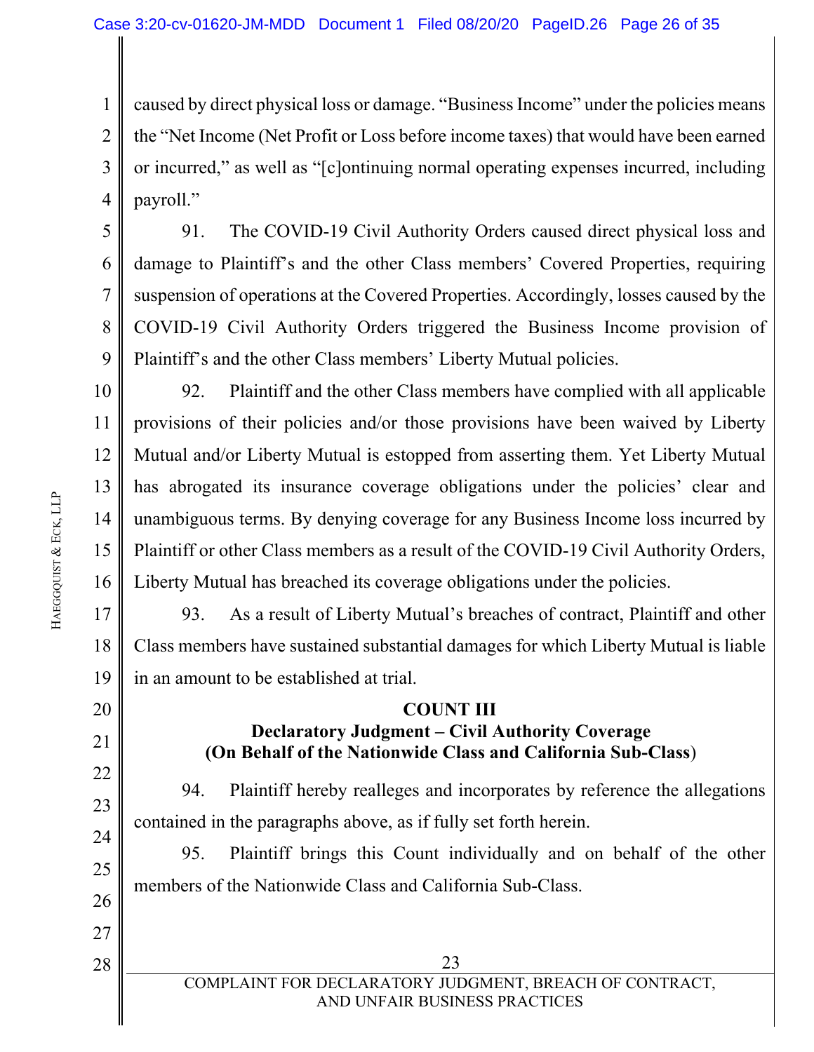caused by direct physical loss or damage. "Business Income" under the policies means the "Net Income (Net Profit or Loss before income taxes) that would have been earned or incurred," as well as "[c]ontinuing normal operating expenses incurred, including payroll."

91. The COVID-19 Civil Authority Orders caused direct physical loss and damage to Plaintiff's and the other Class members' Covered Properties, requiring suspension of operations at the Covered Properties. Accordingly, losses caused by the COVID-19 Civil Authority Orders triggered the Business Income provision of Plaintiff's and the other Class members' Liberty Mutual policies.

92. Plaintiff and the other Class members have complied with all applicable provisions of their policies and/or those provisions have been waived by Liberty Mutual and/or Liberty Mutual is estopped from asserting them. Yet Liberty Mutual has abrogated its insurance coverage obligations under the policies' clear and unambiguous terms. By denying coverage for any Business Income loss incurred by Plaintiff or other Class members as a result of the COVID-19 Civil Authority Orders, Liberty Mutual has breached its coverage obligations under the policies.

93. As a result of Liberty Mutual's breaches of contract, Plaintiff and other Class members have sustained substantial damages for which Liberty Mutual is liable in an amount to be established at trial.

**COUNT III**
**Declaratory Judgment – Civil Authority Coverage**
**(On Behalf of the Nationwide Class and California Sub-Class)**

94. Plaintiff hereby realleges and incorporates by reference the allegations contained in the paragraphs above, as if fully set forth herein.

95. Plaintiff brings this Count individually and on behalf of the other members of the Nationwide Class and California Sub-Class.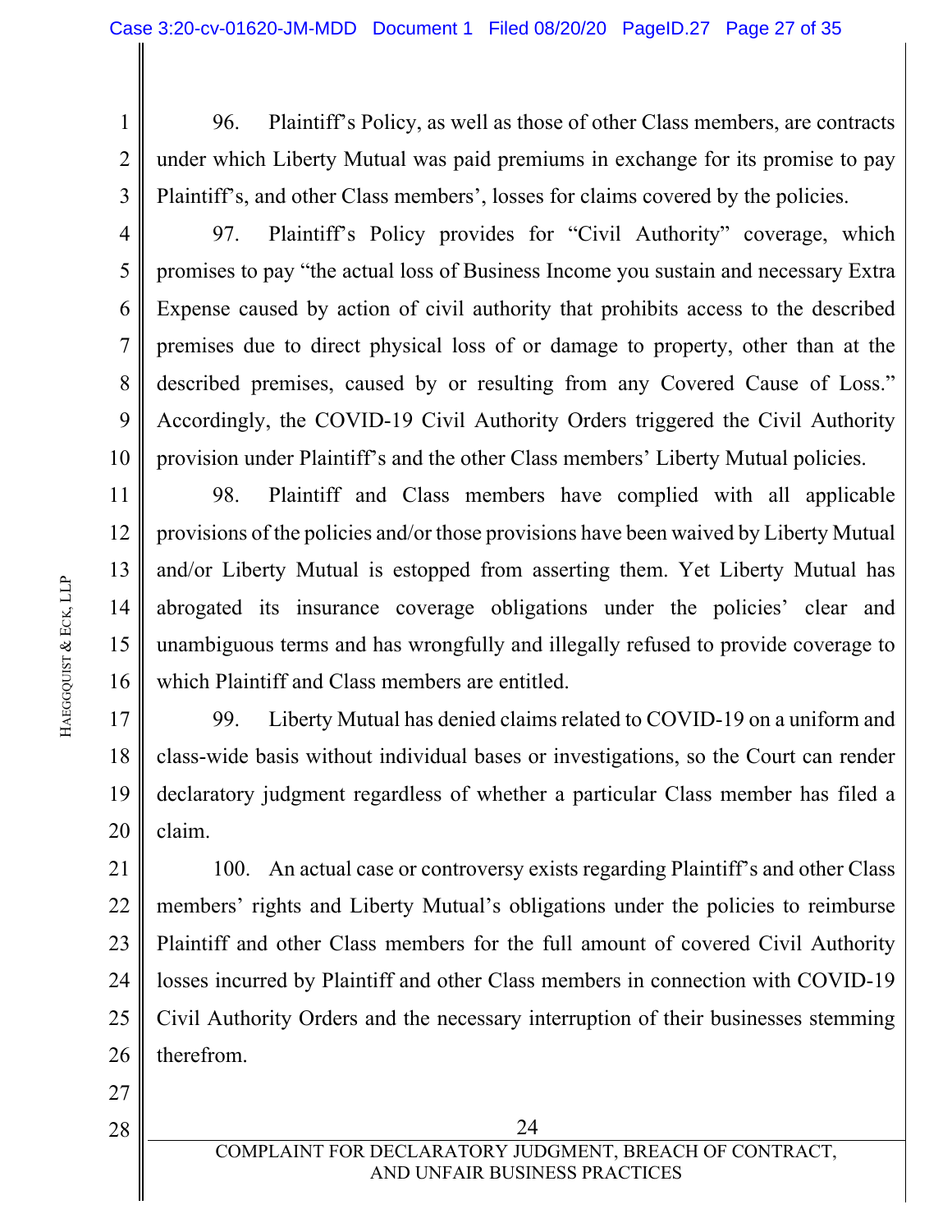96. Plaintiff's Policy, as well as those of other Class members, are contracts under which Liberty Mutual was paid premiums in exchange for its promise to pay Plaintiff's, and other Class members', losses for claims covered by the policies.

97. Plaintiff's Policy provides for "Civil Authority" coverage, which promises to pay "the actual loss of Business Income you sustain and necessary Extra Expense caused by action of civil authority that prohibits access to the described premises due to direct physical loss of or damage to property, other than at the described premises, caused by or resulting from any Covered Cause of Loss." Accordingly, the COVID-19 Civil Authority Orders triggered the Civil Authority provision under Plaintiff's and the other Class members' Liberty Mutual policies.

98. Plaintiff and Class members have complied with all applicable provisions of the policies and/or those provisions have been waived by Liberty Mutual and/or Liberty Mutual is estopped from asserting them. Yet Liberty Mutual has abrogated its insurance coverage obligations under the policies' clear and unambiguous terms and has wrongfully and illegally refused to provide coverage to which Plaintiff and Class members are entitled.

99. Liberty Mutual has denied claims related to COVID-19 on a uniform and class-wide basis without individual bases or investigations, so the Court can render declaratory judgment regardless of whether a particular Class member has filed a claim.

100. An actual case or controversy exists regarding Plaintiff's and other Class members' rights and Liberty Mutual's obligations under the policies to reimburse Plaintiff and other Class members for the full amount of covered Civil Authority losses incurred by Plaintiff and other Class members in connection with COVID-19 Civil Authority Orders and the necessary interruption of their businesses stemming therefrom.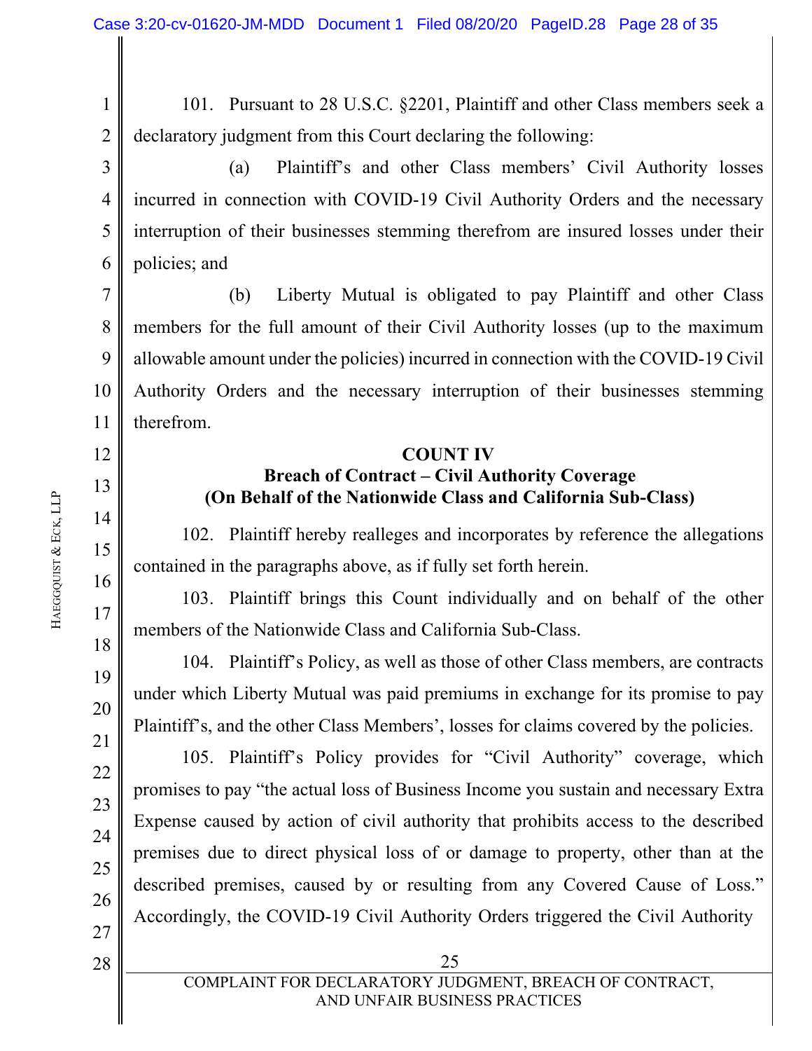101. Pursuant to 28 U.S.C. §2201, Plaintiff and other Class members seek a declaratory judgment from this Court declaring the following:

(a) Plaintiff's and other Class members' Civil Authority losses incurred in connection with COVID-19 Civil Authority Orders and the necessary interruption of their businesses stemming therefrom are insured losses under their policies; and

(b) Liberty Mutual is obligated to pay Plaintiff and other Class members for the full amount of their Civil Authority losses (up to the maximum allowable amount under the policies) incurred in connection with the COVID-19 Civil Authority Orders and the necessary interruption of their businesses stemming therefrom.

**COUNT IV**
**Breach of Contract – Civil Authority Coverage**
**(On Behalf of the Nationwide Class and California Sub-Class)**

102. Plaintiff hereby realleges and incorporates by reference the allegations contained in the paragraphs above, as if fully set forth herein.

103. Plaintiff brings this Count individually and on behalf of the other members of the Nationwide Class and California Sub-Class.

104. Plaintiff's Policy, as well as those of other Class members, are contracts under which Liberty Mutual was paid premiums in exchange for its promise to pay Plaintiff's, and the other Class Members', losses for claims covered by the policies.

105. Plaintiff's Policy provides for "Civil Authority" coverage, which promises to pay "the actual loss of Business Income you sustain and necessary Extra Expense caused by action of civil authority that prohibits access to the described premises due to direct physical loss of or damage to property, other than at the described premises, caused by or resulting from any Covered Cause of Loss." Accordingly, the COVID-19 Civil Authority Orders triggered the Civil Authority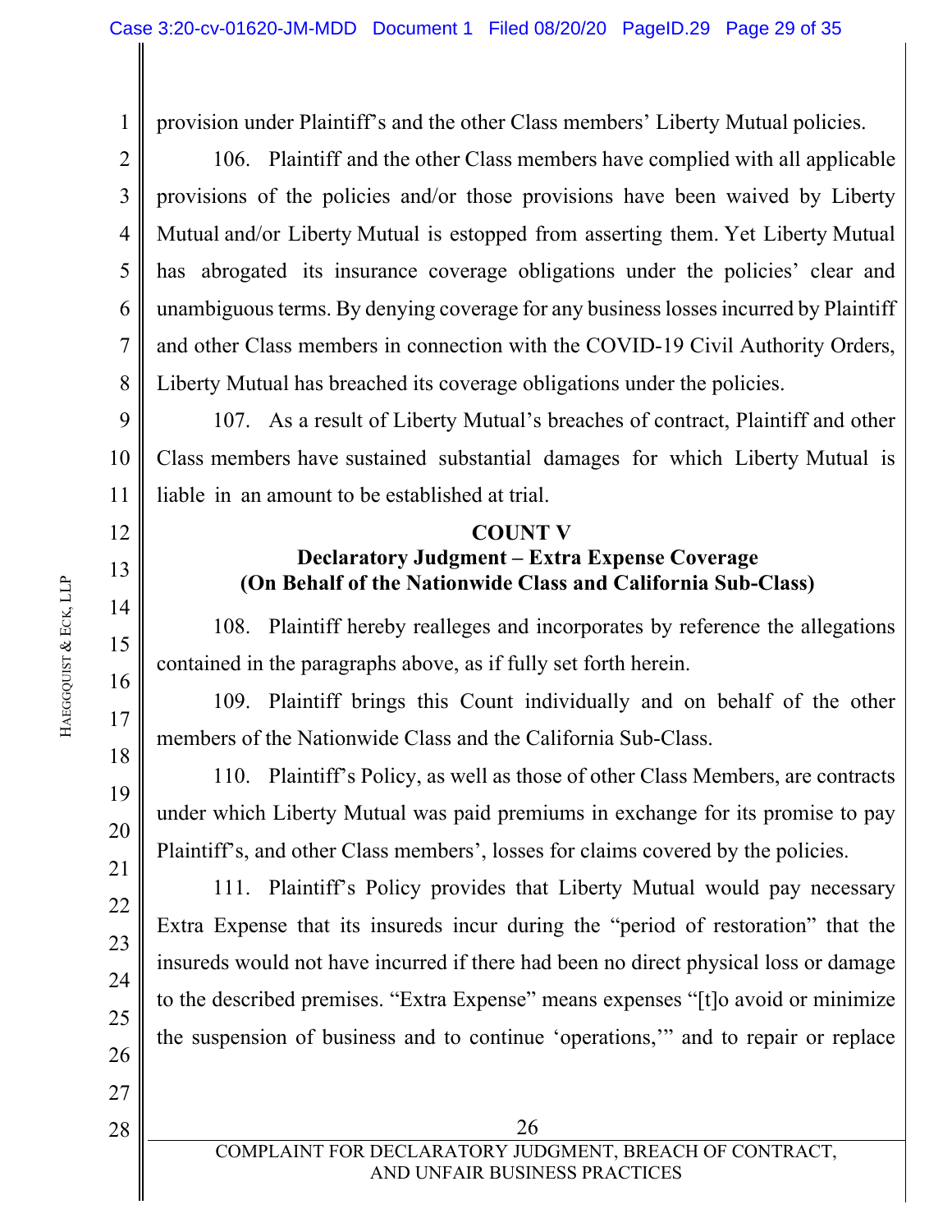provision under Plaintiff's and the other Class members' Liberty Mutual policies.

106. Plaintiff and the other Class members have complied with all applicable provisions of the policies and/or those provisions have been waived by Liberty Mutual and/or Liberty Mutual is estopped from asserting them. Yet Liberty Mutual has abrogated its insurance coverage obligations under the policies' clear and unambiguous terms. By denying coverage for any business losses incurred by Plaintiff and other Class members in connection with the COVID-19 Civil Authority Orders, Liberty Mutual has breached its coverage obligations under the policies.

107. As a result of Liberty Mutual's breaches of contract, Plaintiff and other Class members have sustained substantial damages for which Liberty Mutual is liable in an amount to be established at trial.

**COUNT V**
**Declaratory Judgment – Extra Expense Coverage**
**(On Behalf of the Nationwide Class and California Sub-Class)**

108. Plaintiff hereby realleges and incorporates by reference the allegations contained in the paragraphs above, as if fully set forth herein.

109. Plaintiff brings this Count individually and on behalf of the other members of the Nationwide Class and the California Sub-Class.

110. Plaintiff's Policy, as well as those of other Class Members, are contracts under which Liberty Mutual was paid premiums in exchange for its promise to pay Plaintiff's, and other Class members', losses for claims covered by the policies.

111. Plaintiff's Policy provides that Liberty Mutual would pay necessary Extra Expense that its insureds incur during the "period of restoration" that the insureds would not have incurred if there had been no direct physical loss or damage to the described premises. "Extra Expense" means expenses "[t]o avoid or minimize the suspension of business and to continue 'operations,'" and to repair or replace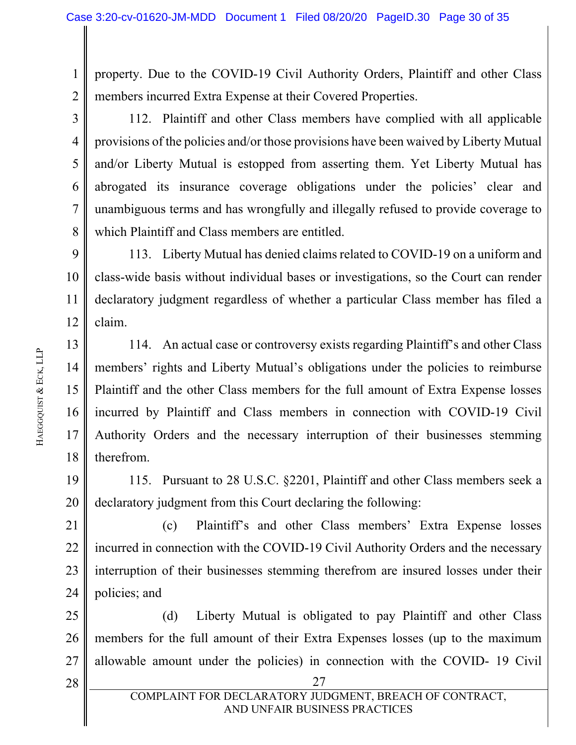property. Due to the COVID-19 Civil Authority Orders, Plaintiff and other Class members incurred Extra Expense at their Covered Properties.

112. Plaintiff and other Class members have complied with all applicable provisions of the policies and/or those provisions have been waived by Liberty Mutual and/or Liberty Mutual is estopped from asserting them. Yet Liberty Mutual has abrogated its insurance coverage obligations under the policies' clear and unambiguous terms and has wrongfully and illegally refused to provide coverage to which Plaintiff and Class members are entitled.

113. Liberty Mutual has denied claims related to COVID-19 on a uniform and class-wide basis without individual bases or investigations, so the Court can render declaratory judgment regardless of whether a particular Class member has filed a claim.

114. An actual case or controversy exists regarding Plaintiff's and other Class members' rights and Liberty Mutual's obligations under the policies to reimburse Plaintiff and the other Class members for the full amount of Extra Expense losses incurred by Plaintiff and Class members in connection with COVID-19 Civil Authority Orders and the necessary interruption of their businesses stemming therefrom.

115. Pursuant to 28 U.S.C. §2201, Plaintiff and other Class members seek a declaratory judgment from this Court declaring the following:

(c) Plaintiff's and other Class members' Extra Expense losses incurred in connection with the COVID-19 Civil Authority Orders and the necessary interruption of their businesses stemming therefrom are insured losses under their policies; and

(d) Liberty Mutual is obligated to pay Plaintiff and other Class members for the full amount of their Extra Expenses losses (up to the maximum allowable amount under the policies) in connection with the COVID- 19 Civil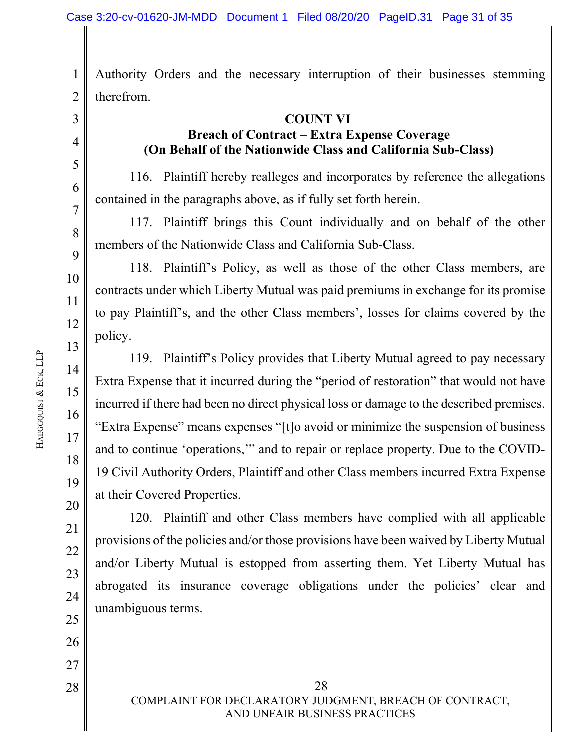Authority Orders and the necessary interruption of their businesses stemming therefrom.

**COUNT VI**
**Breach of Contract – Extra Expense Coverage**
**(On Behalf of the Nationwide Class and California Sub-Class)**

116. Plaintiff hereby realleges and incorporates by reference the allegations contained in the paragraphs above, as if fully set forth herein.

117. Plaintiff brings this Count individually and on behalf of the other members of the Nationwide Class and California Sub-Class.

118. Plaintiff's Policy, as well as those of the other Class members, are contracts under which Liberty Mutual was paid premiums in exchange for its promise to pay Plaintiff's, and the other Class members', losses for claims covered by the policy.

119. Plaintiff's Policy provides that Liberty Mutual agreed to pay necessary Extra Expense that it incurred during the "period of restoration" that would not have incurred if there had been no direct physical loss or damage to the described premises. "Extra Expense" means expenses "[t]o avoid or minimize the suspension of business and to continue 'operations,'" and to repair or replace property. Due to the COVID-19 Civil Authority Orders, Plaintiff and other Class members incurred Extra Expense at their Covered Properties.

120. Plaintiff and other Class members have complied with all applicable provisions of the policies and/or those provisions have been waived by Liberty Mutual and/or Liberty Mutual is estopped from asserting them. Yet Liberty Mutual has abrogated its insurance coverage obligations under the policies' clear and unambiguous terms.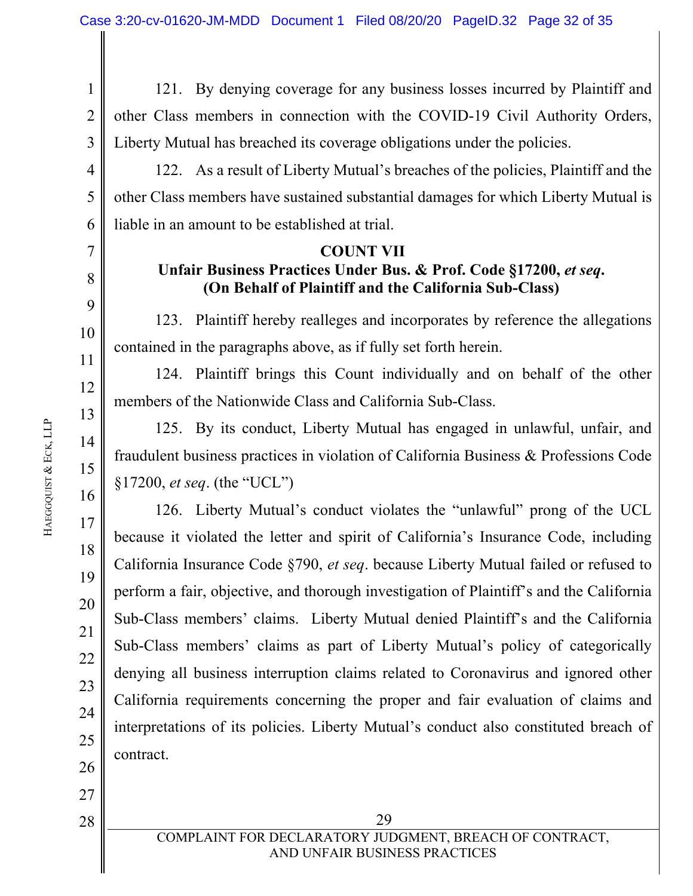121. By denying coverage for any business losses incurred by Plaintiff and other Class members in connection with the COVID-19 Civil Authority Orders, Liberty Mutual has breached its coverage obligations under the policies.

122. As a result of Liberty Mutual's breaches of the policies, Plaintiff and the other Class members have sustained substantial damages for which Liberty Mutual is liable in an amount to be established at trial.

**COUNT VII**
**Unfair Business Practices Under Bus. & Prof. Code §17200, *et seq*.**
**(On Behalf of Plaintiff and the California Sub-Class)**

123. Plaintiff hereby realleges and incorporates by reference the allegations contained in the paragraphs above, as if fully set forth herein.

124. Plaintiff brings this Count individually and on behalf of the other members of the Nationwide Class and California Sub-Class.

125. By its conduct, Liberty Mutual has engaged in unlawful, unfair, and fraudulent business practices in violation of California Business & Professions Code §17200, *et seq*. (the "UCL")

126. Liberty Mutual's conduct violates the "unlawful" prong of the UCL because it violated the letter and spirit of California's Insurance Code, including California Insurance Code §790, *et seq*. because Liberty Mutual failed or refused to perform a fair, objective, and thorough investigation of Plaintiff's and the California Sub-Class members' claims. Liberty Mutual denied Plaintiff's and the California Sub-Class members' claims as part of Liberty Mutual's policy of categorically denying all business interruption claims related to Coronavirus and ignored other California requirements concerning the proper and fair evaluation of claims and interpretations of its policies. Liberty Mutual's conduct also constituted breach of contract.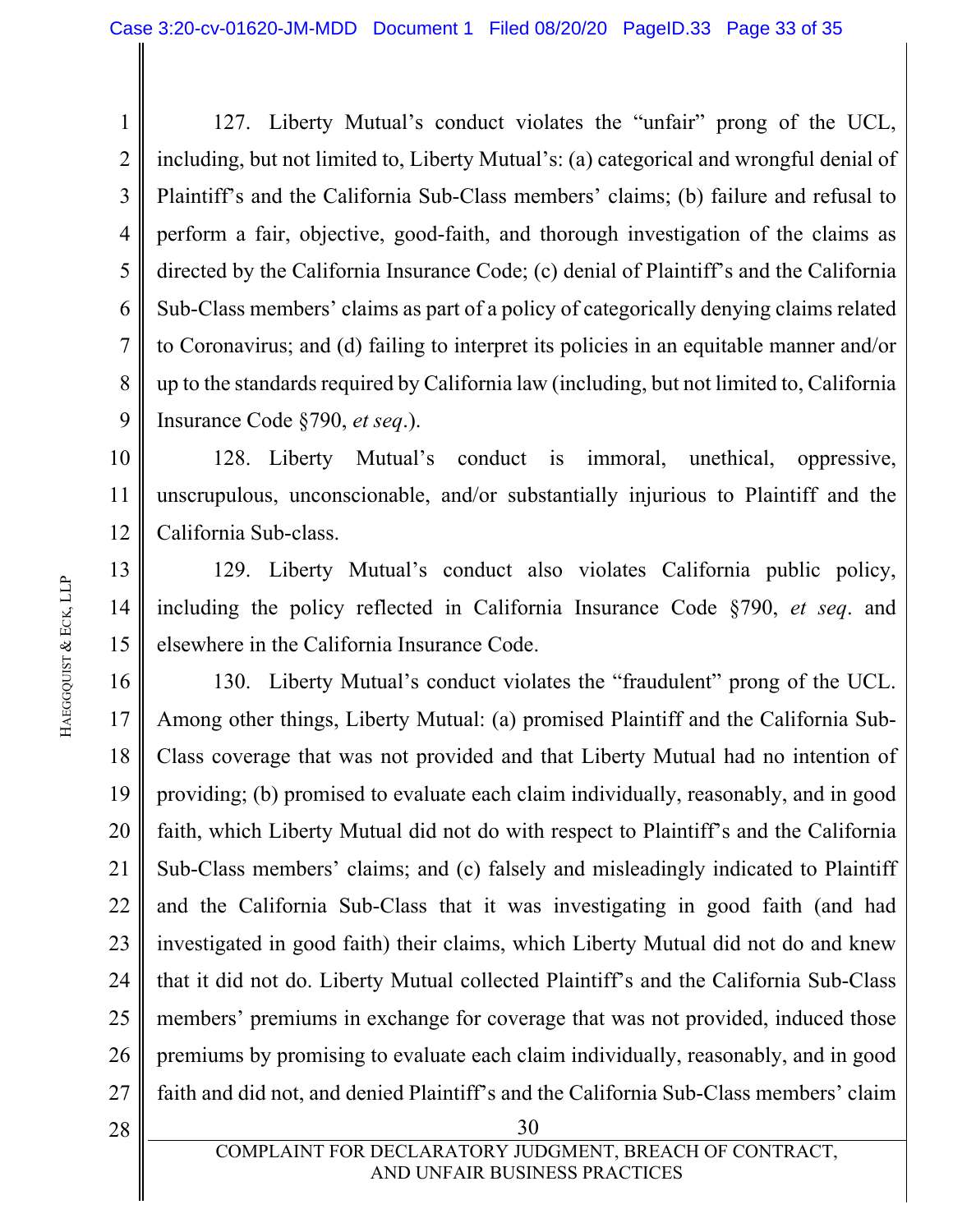127. Liberty Mutual's conduct violates the "unfair" prong of the UCL, including, but not limited to, Liberty Mutual's: (a) categorical and wrongful denial of Plaintiff's and the California Sub-Class members' claims; (b) failure and refusal to perform a fair, objective, good-faith, and thorough investigation of the claims as directed by the California Insurance Code; (c) denial of Plaintiff's and the California Sub-Class members' claims as part of a policy of categorically denying claims related to Coronavirus; and (d) failing to interpret its policies in an equitable manner and/or up to the standards required by California law (including, but not limited to, California Insurance Code §790, *et seq*.).

128. Liberty Mutual's conduct is immoral, unethical, oppressive, unscrupulous, unconscionable, and/or substantially injurious to Plaintiff and the California Sub-class.

129. Liberty Mutual's conduct also violates California public policy, including the policy reflected in California Insurance Code §790, *et seq*. and elsewhere in the California Insurance Code.

130. Liberty Mutual's conduct violates the "fraudulent" prong of the UCL. Among other things, Liberty Mutual: (a) promised Plaintiff and the California Sub-Class coverage that was not provided and that Liberty Mutual had no intention of providing; (b) promised to evaluate each claim individually, reasonably, and in good faith, which Liberty Mutual did not do with respect to Plaintiff's and the California Sub-Class members' claims; and (c) falsely and misleadingly indicated to Plaintiff and the California Sub-Class that it was investigating in good faith (and had investigated in good faith) their claims, which Liberty Mutual did not do and knew that it did not do. Liberty Mutual collected Plaintiff's and the California Sub-Class members' premiums in exchange for coverage that was not provided, induced those premiums by promising to evaluate each claim individually, reasonably, and in good faith and did not, and denied Plaintiff's and the California Sub-Class members' claim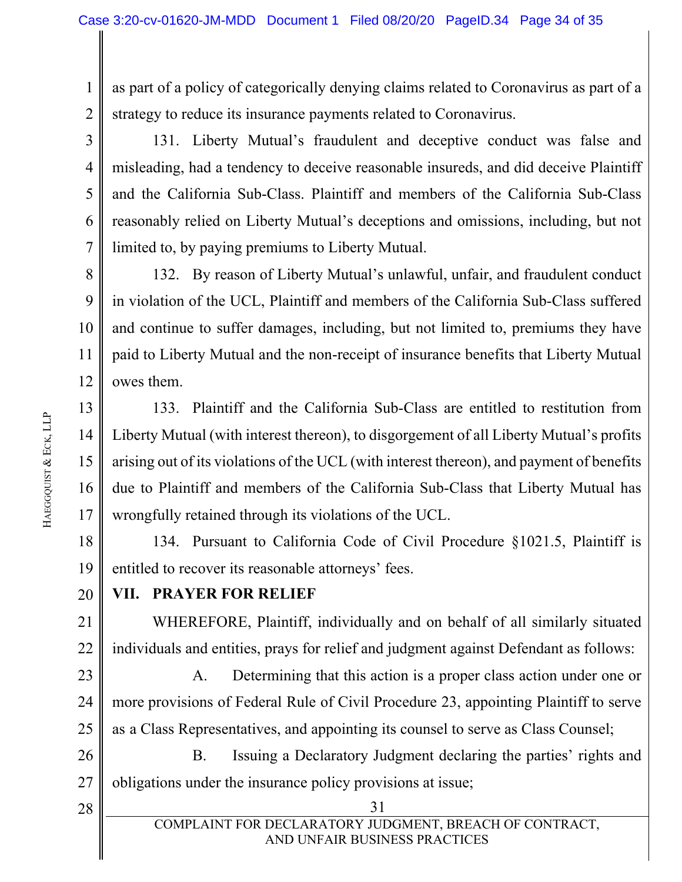as part of a policy of categorically denying claims related to Coronavirus as part of a strategy to reduce its insurance payments related to Coronavirus.

131. Liberty Mutual's fraudulent and deceptive conduct was false and misleading, had a tendency to deceive reasonable insureds, and did deceive Plaintiff and the California Sub-Class. Plaintiff and members of the California Sub-Class reasonably relied on Liberty Mutual's deceptions and omissions, including, but not limited to, by paying premiums to Liberty Mutual.

132. By reason of Liberty Mutual's unlawful, unfair, and fraudulent conduct in violation of the UCL, Plaintiff and members of the California Sub-Class suffered and continue to suffer damages, including, but not limited to, premiums they have paid to Liberty Mutual and the non-receipt of insurance benefits that Liberty Mutual owes them.

133. Plaintiff and the California Sub-Class are entitled to restitution from Liberty Mutual (with interest thereon), to disgorgement of all Liberty Mutual's profits arising out of its violations of the UCL (with interest thereon), and payment of benefits due to Plaintiff and members of the California Sub-Class that Liberty Mutual has wrongfully retained through its violations of the UCL.

134. Pursuant to California Code of Civil Procedure §1021.5, Plaintiff is entitled to recover its reasonable attorneys' fees.

## VII. PRAYER FOR RELIEF

WHEREFORE, Plaintiff, individually and on behalf of all similarly situated individuals and entities, prays for relief and judgment against Defendant as follows:

A. Determining that this action is a proper class action under one or more provisions of Federal Rule of Civil Procedure 23, appointing Plaintiff to serve as a Class Representatives, and appointing its counsel to serve as Class Counsel;

B. Issuing a Declaratory Judgment declaring the parties' rights and obligations under the insurance policy provisions at issue;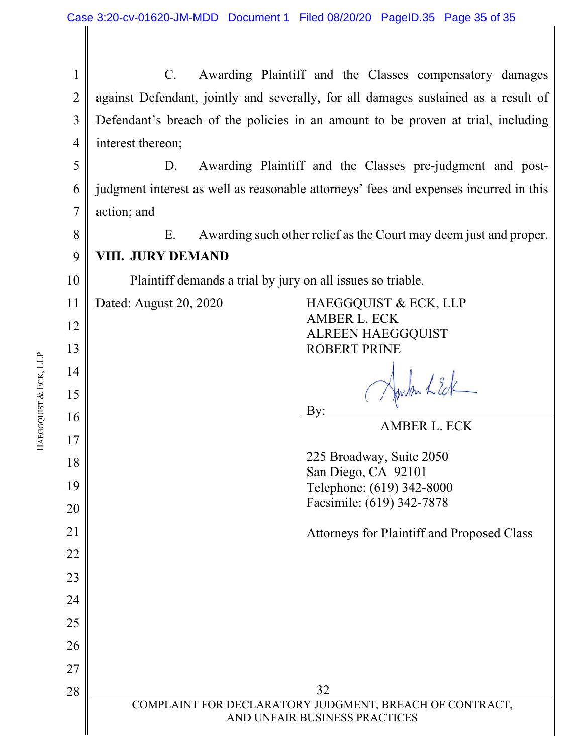C. Awarding Plaintiff and the Classes compensatory damages against Defendant, jointly and severally, for all damages sustained as a result of Defendant's breach of the policies in an amount to be proven at trial, including interest thereon;

D. Awarding Plaintiff and the Classes pre-judgment and post-judgment interest as well as reasonable attorneys' fees and expenses incurred in this action; and

E. Awarding such other relief as the Court may deem just and proper.

## VIII. JURY DEMAND

Plaintiff demands a trial by jury on all issues so triable.

Dated: August 20, 2020

HAEGGQUIST & ECK, LLP
AMBER L. ECK
ALREEN HAEGGQUIST
ROBERT PRINE

By: Amber L. Eck
AMBER L. ECK

225 Broadway, Suite 2050
San Diego, CA 92101
Telephone: (619) 342-8000
Facsimile: (619) 342-7878

Attorneys for Plaintiff and Proposed Class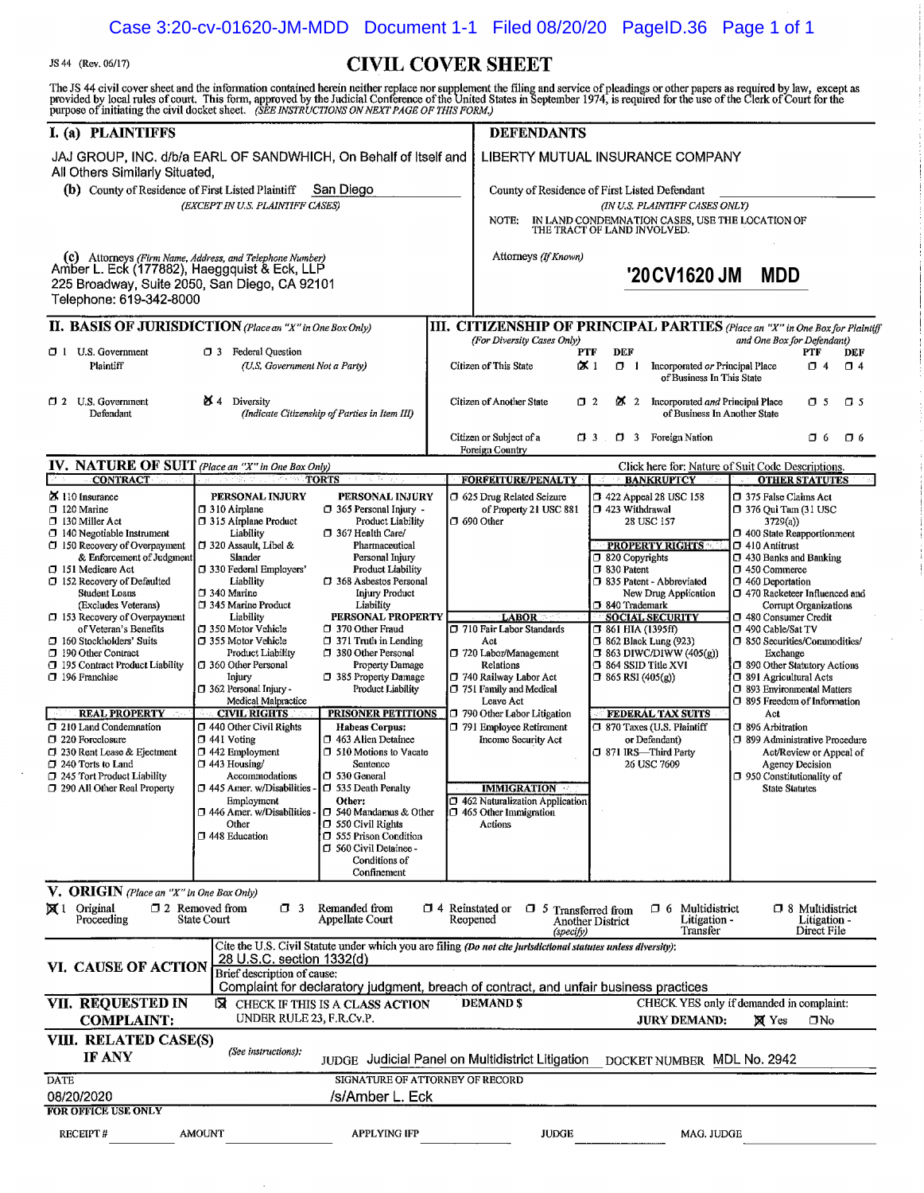JS 44 (Rev. 06/17)

# CIVIL COVER SHEET

The JS 44 civil cover sheet and the information contained herein neither replace nor supplement the filing and service of pleadings or other papers as required by law, except as provided by local rules of court. This form, approved by the Judicial Conference of the United States in September 1974, is required for the use of the Clerk of Court for the purpose of initiating the civil docket sheet. *(SEE INSTRUCTIONS ON NEXT PAGE OF THIS FORM.)*

## I. (a) PLAINTIFFS

JAJ GROUP, INC. d/b/a EARL OF SANDWHICH, On Behalf of Itself and All Others Similarly Situated,

**(b)** County of Residence of First Listed Plaintiff San Diego
*(EXCEPT IN U.S. PLAINTIFF CASES)*

**(c)** Attorneys *(Firm Name, Address, and Telephone Number)*
Amber L. Eck (177882), Haeggquist & Eck, LLP
225 Broadway, Suite 2050, San Diego, CA 92101
Telephone: 619-342-8000

## DEFENDANTS

LIBERTY MUTUAL INSURANCE COMPANY

County of Residence of First Listed Defendant
*(IN U.S. PLAINTIFF CASES ONLY)*

NOTE: IN LAND CONDEMNATION CASES, USE THE LOCATION OF THE TRACT OF LAND INVOLVED.

Attorneys *(If Known)*

**'20CV1620 JM MDD**

## II. BASIS OF JURISDICTION *(Place an "X" in One Box Only)*

- ☐ 1 U.S. Government Plaintiff
- ☐ 3 Federal Question (U.S. Government Not a Party)
- ☐ 2 U.S. Government Defendant
- ☒ 4 Diversity (Indicate Citizenship of Parties in Item III)

## III. CITIZENSHIP OF PRINCIPAL PARTIES *(Place an "X" in One Box for Plaintiff and One Box for Defendant)* *(For Diversity Cases Only)*

| | PTF | DEF | | PTF | DEF |
|---|---|---|---|---|---|
| Citizen of This State | ☒ 1 | ☐ 1 | Incorporated *or* Principal Place of Business In This State | ☐ 4 | ☐ 4 |
| Citizen of Another State | ☐ 2 | ☒ 2 | Incorporated *and* Principal Place of Business In Another State | ☐ 5 | ☐ 5 |
| Citizen or Subject of a Foreign Country | ☐ 3 | ☐ 3 | Foreign Nation | ☐ 6 | ☐ 6 |

## IV. NATURE OF SUIT *(Place an "X" in One Box Only)*

Click here for: Nature of Suit Code Descriptions.

**CONTRACT**
- ☒ 110 Insurance
- ☐ 120 Marine
- ☐ 130 Miller Act
- ☐ 140 Negotiable Instrument
- ☐ 150 Recovery of Overpayment & Enforcement of Judgment
- ☐ 151 Medicare Act
- ☐ 152 Recovery of Defaulted Student Loans (Excludes Veterans)
- ☐ 153 Recovery of Overpayment of Veteran's Benefits
- ☐ 160 Stockholders' Suits
- ☐ 190 Other Contract
- ☐ 195 Contract Product Liability
- ☐ 196 Franchise

**REAL PROPERTY**
- ☐ 210 Land Condemnation
- ☐ 220 Foreclosure
- ☐ 230 Rent Lease & Ejectment
- ☐ 240 Torts to Land
- ☐ 245 Tort Product Liability
- ☐ 290 All Other Real Property

**TORTS**

PERSONAL INJURY
- ☐ 310 Airplane
- ☐ 315 Airplane Product Liability
- ☐ 320 Assault, Libel & Slander
- ☐ 330 Federal Employers' Liability
- ☐ 340 Marine
- ☐ 345 Marine Product Liability
- ☐ 350 Motor Vehicle
- ☐ 355 Motor Vehicle Product Liability
- ☐ 360 Other Personal Injury
- ☐ 362 Personal Injury - Medical Malpractice

PERSONAL INJURY
- ☐ 365 Personal Injury - Product Liability
- ☐ 367 Health Care/ Pharmaceutical Personal Injury Product Liability
- ☐ 368 Asbestos Personal Injury Product Liability

PERSONAL PROPERTY
- ☐ 370 Other Fraud
- ☐ 371 Truth in Lending
- ☐ 380 Other Personal Property Damage
- ☐ 385 Property Damage Product Liability

**CIVIL RIGHTS**
- ☐ 440 Other Civil Rights
- ☐ 441 Voting
- ☐ 442 Employment
- ☐ 443 Housing/ Accommodations
- ☐ 445 Amer. w/Disabilities - Employment
- ☐ 446 Amer. w/Disabilities - Other
- ☐ 448 Education

**PRISONER PETITIONS**

Habeas Corpus:
- ☐ 463 Alien Detainee
- ☐ 510 Motions to Vacate Sentence
- ☐ 530 General
- ☐ 535 Death Penalty

Other:
- ☐ 540 Mandamus & Other
- ☐ 550 Civil Rights
- ☐ 555 Prison Condition
- ☐ 560 Civil Detainee - Conditions of Confinement

**FORFEITURE/PENALTY**
- ☐ 625 Drug Related Seizure of Property 21 USC 881
- ☐ 690 Other

**LABOR**
- ☐ 710 Fair Labor Standards Act
- ☐ 720 Labor/Management Relations
- ☐ 740 Railway Labor Act
- ☐ 751 Family and Medical Leave Act
- ☐ 790 Other Labor Litigation
- ☐ 791 Employee Retirement Income Security Act

**IMMIGRATION**
- ☐ 462 Naturalization Application
- ☐ 465 Other Immigration Actions

**BANKRUPTCY**
- ☐ 422 Appeal 28 USC 158
- ☐ 423 Withdrawal 28 USC 157

**PROPERTY RIGHTS**
- ☐ 820 Copyrights
- ☐ 830 Patent
- ☐ 835 Patent - Abbreviated New Drug Application
- ☐ 840 Trademark

**SOCIAL SECURITY**
- ☐ 861 HIA (1395ff)
- ☐ 862 Black Lung (923)
- ☐ 863 DIWC/DIWW (405(g))
- ☐ 864 SSID Title XVI
- ☐ 865 RSI (405(g))

**FEDERAL TAX SUITS**
- ☐ 870 Taxes (U.S. Plaintiff or Defendant)
- ☐ 871 IRS—Third Party 26 USC 7609

**OTHER STATUTES**
- ☐ 375 False Claims Act
- ☐ 376 Qui Tam (31 USC 3729(a))
- ☐ 400 State Reapportionment
- ☐ 410 Antitrust
- ☐ 430 Banks and Banking
- ☐ 450 Commerce
- ☐ 460 Deportation
- ☐ 470 Racketeer Influenced and Corrupt Organizations
- ☐ 480 Consumer Credit
- ☐ 490 Cable/Sat TV
- ☐ 850 Securities/Commodities/ Exchange
- ☐ 890 Other Statutory Actions
- ☐ 891 Agricultural Acts
- ☐ 893 Environmental Matters
- ☐ 895 Freedom of Information Act
- ☐ 896 Arbitration
- ☐ 899 Administrative Procedure Act/Review or Appeal of Agency Decision
- ☐ 950 Constitutionality of State Statutes

## V. ORIGIN *(Place an "X" in One Box Only)*

- ☒ 1 Original Proceeding
- ☐ 2 Removed from State Court
- ☐ 3 Remanded from Appellate Court
- ☐ 4 Reinstated or Reopened
- ☐ 5 Transferred from Another District *(specify)*
- ☐ 6 Multidistrict Litigation - Transfer
- ☐ 8 Multidistrict Litigation - Direct File

## VI. CAUSE OF ACTION

Cite the U.S. Civil Statute under which you are filing *(Do not cite jurisdictional statutes unless diversity)*:
28 U.S.C. section 1332(d)

Brief description of cause:
Complaint for declaratory judgment, breach of contract, and unfair business practices

## VII. REQUESTED IN COMPLAINT:

☒ CHECK IF THIS IS A CLASS ACTION UNDER RULE 23, F.R.Cv.P.

DEMAND $

CHECK YES only if demanded in complaint:
JURY DEMAND: ☒ Yes ☐ No

## VIII. RELATED CASE(S) IF ANY

*(See instructions)*:
JUDGE Judicial Panel on Multidistrict Litigation DOCKET NUMBER MDL No. 2942

DATE
08/20/2020

SIGNATURE OF ATTORNEY OF RECORD
/s/Amber L. Eck

**FOR OFFICE USE ONLY**

RECEIPT # AMOUNT APPLYING IFP JUDGE MAG. JUDGE